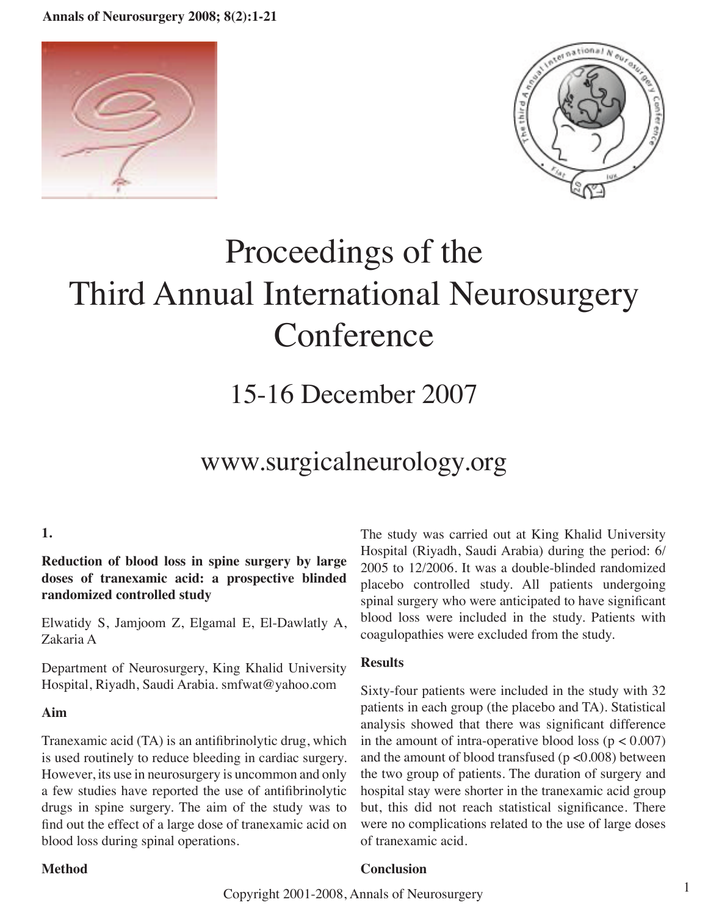# Proceedings of the Third Annual International Neurosurgery Conference

## 15-16 December 2007

## www.surgicalneurology.org

**1.**

### Reduction of blood loss in spine surgery by large doses of tranexamic acid: a prospective blinded randomized controlled study

Elwatidy S, Jamjoom Z, Elgamal E, El-Dawlatly A, Zakaria A

Department of Neurosurgery, King Khalid University Hospital, Riyadh, Saudi Arabia. smfwat@yahoo.com

#### Aim

Tranexamic acid (TA) is an antifibrinolytic drug, which is used routinely to reduce bleeding in cardiac surgery. However, its use in neurosurgery is uncommon and only a few studies have reported the use of antifibrinolytic drugs in spine surgery. The aim of the study was to find out the effect of a large dose of tranexamic acid on blood loss during spinal operations.

#### Method

The study was carried out at King Khalid University Hospital (Riyadh, Saudi Arabia) during the period: 6/2005 to 12/2006. It was a double-blinded randomized placebo controlled study. All patients undergoing spinal surgery who were anticipated to have significant blood loss were included in the study. Patients with coagulopathies were excluded from the study.

#### Results

Sixty-four patients were included in the study with 32 patients in each group (the placebo and TA). Statistical analysis showed that there was significant difference in the amount of intra-operative blood loss ($p < 0.007$) and the amount of blood transfused ($p < 0.008$) between the two group of patients. The duration of surgery and hospital stay were shorter in the tranexamic acid group but, this did not reach statistical significance. There were no complications related to the use of large doses of tranexamic acid.

#### Conclusion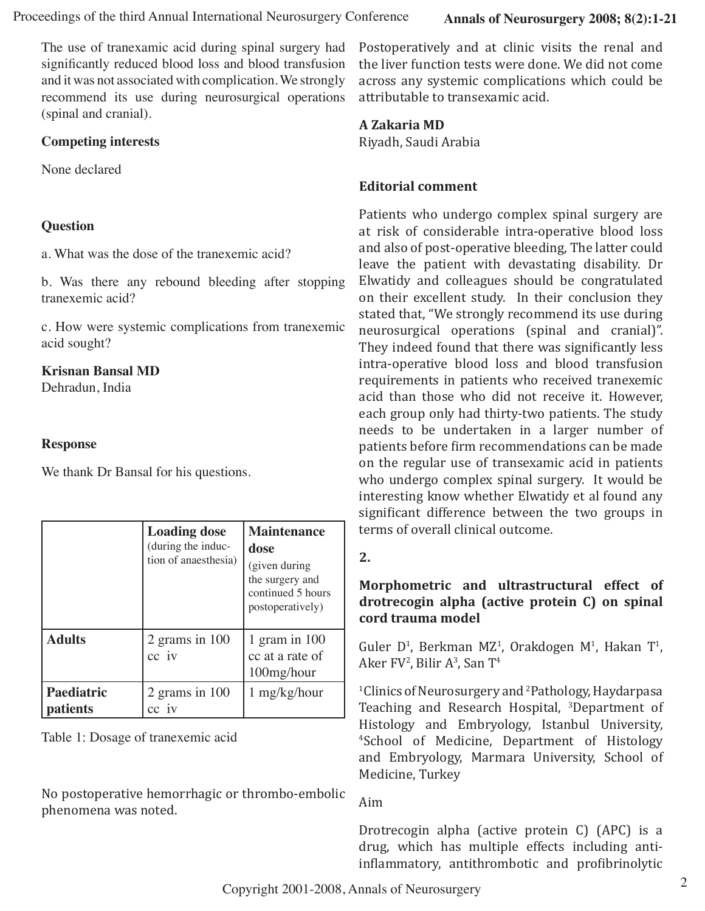The use of tranexamic acid during spinal surgery had significantly reduced blood loss and blood transfusion and it was not associated with complication. We strongly recommend its use during neurosurgical operations (spinal and cranial).

**Competing interests**

None declared

**Question**

a. What was the dose of the tranexemic acid?

b. Was there any rebound bleeding after stopping tranexemic acid?

c. How were systemic complications from tranexemic acid sought?

**Krisnan Bansal MD**
Dehradun, India

**Response**

We thank Dr Bansal for his questions.

| | **Loading dose** (during the induction of anaesthesia) | **Maintenance dose** (given during the surgery and continued 5 hours postoperatively) |
|---|---|---|
| **Adults** | 2 grams in 100 cc iv | 1 gram in 100 cc at a rate of 100mg/hour |
| **Paediatric patients** | 2 grams in 100 cc iv | 1 mg/kg/hour |

Table 1: Dosage of tranexemic acid

No postoperative hemorrhagic or thrombo-embolic phenomena was noted.

Postoperatively and at clinic visits the renal and the liver function tests were done. We did not come across any systemic complications which could be attributable to transexamic acid.

**A Zakaria MD**
Riyadh, Saudi Arabia

**Editorial comment**

Patients who undergo complex spinal surgery are at risk of considerable intra-operative blood loss and also of post-operative bleeding, The latter could leave the patient with devastating disability. Dr Elwatidy and colleagues should be congratulated on their excellent study. In their conclusion they stated that, "We strongly recommend its use during neurosurgical operations (spinal and cranial)". They indeed found that there was significantly less intra-operative blood loss and blood transfusion requirements in patients who received tranexemic acid than those who did not receive it. However, each group only had thirty-two patients. The study needs to be undertaken in a larger number of patients before firm recommendations can be made on the regular use of transexamic acid in patients who undergo complex spinal surgery. It would be interesting know whether Elwatidy et al found any significant difference between the two groups in terms of overall clinical outcome.

**2.**

**Morphometric and ultrastructural effect of drotrecogin alpha (active protein C) on spinal cord trauma model**

Guler D[1], Berkman MZ[1], Orakdogen M[1], Hakan T[1], Aker FV[2], Bilir A[3], San T[4]

[1]Clinics of Neurosurgery and [2]Pathology, Haydarpasa Teaching and Research Hospital, [3]Department of Histology and Embryology, Istanbul University, [4]School of Medicine, Department of Histology and Embryology, Marmara University, School of Medicine, Turkey

Aim

Drotrecogin alpha (active protein C) (APC) is a drug, which has multiple effects including anti-inflammatory, antithrombotic and profibrinolytic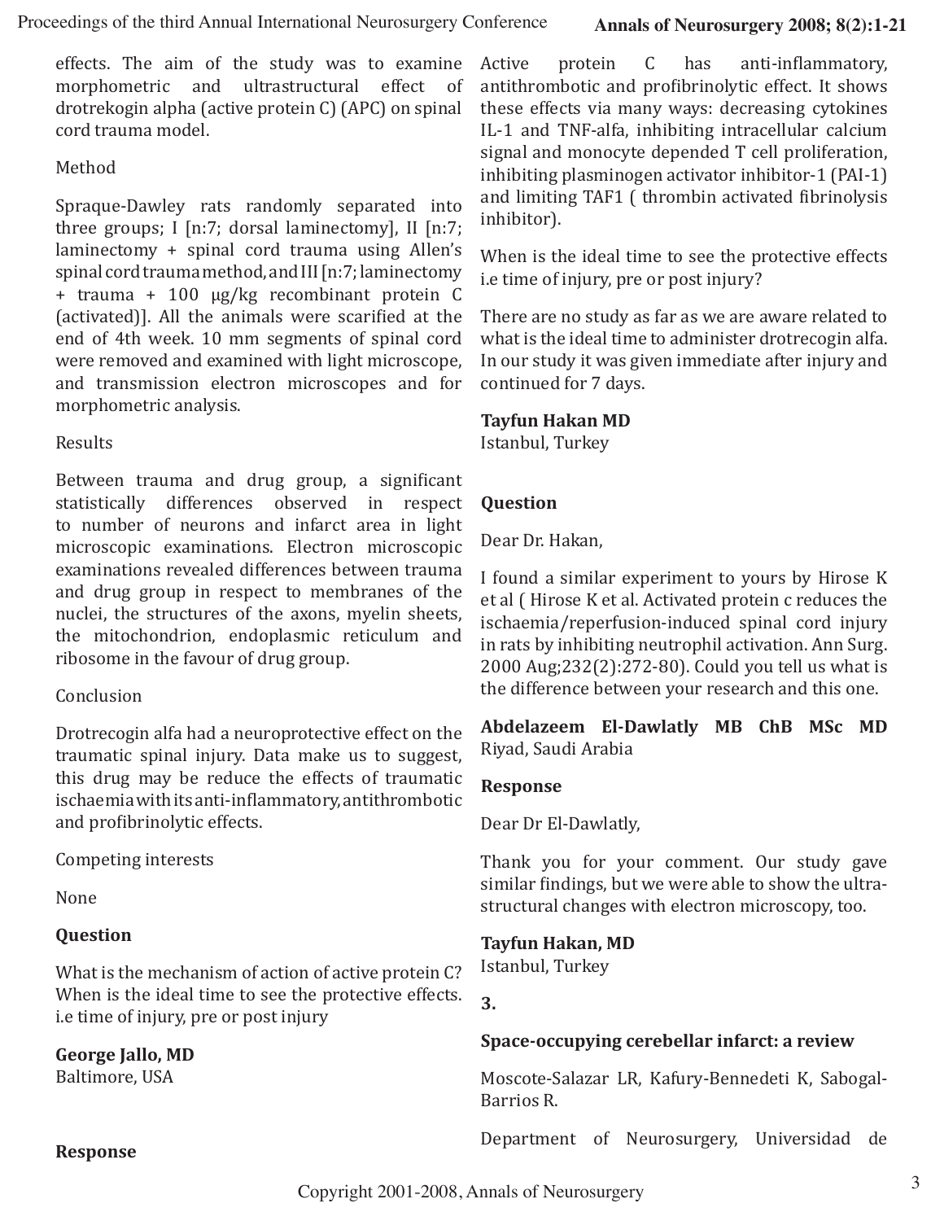effects. The aim of the study was to examine morphometric and ultrastructural effect of drotrekogin alpha (active protein C) (APC) on spinal cord trauma model.

Method

Spraque-Dawley rats randomly separated into three groups; I [n:7; dorsal laminectomy], II [n:7; laminectomy + spinal cord trauma using Allen's spinal cord trauma method, and III [n:7; laminectomy + trauma + 100 μg/kg recombinant protein C (activated)]. All the animals were scarified at the end of 4th week. 10 mm segments of spinal cord were removed and examined with light microscope, and transmission electron microscopes and for morphometric analysis.

Results

Between trauma and drug group, a significant statistically differences observed in respect to number of neurons and infarct area in light microscopic examinations. Electron microscopic examinations revealed differences between trauma and drug group in respect to membranes of the nuclei, the structures of the axons, myelin sheets, the mitochondrion, endoplasmic reticulum and ribosome in the favour of drug group.

Conclusion

Drotrecogin alfa had a neuroprotective effect on the traumatic spinal injury. Data make us to suggest, this drug may be reduce the effects of traumatic ischaemia with its anti-inflammatory, antithrombotic and profibrinolytic effects.

Competing interests

None

**Question**

What is the mechanism of action of active protein C? When is the ideal time to see the protective effects. i.e time of injury, pre or post injury

**George Jallo, MD**
Baltimore, USA

**Response**

Active protein C has anti-inflammatory, antithrombotic and profibrinolytic effect. It shows these effects via many ways: decreasing cytokines IL-1 and TNF-alfa, inhibiting intracellular calcium signal and monocyte depended T cell proliferation, inhibiting plasminogen activator inhibitor-1 (PAI-1) and limiting TAF1 ( thrombin activated fibrinolysis inhibitor).

When is the ideal time to see the protective effects i.e time of injury, pre or post injury?

There are no study as far as we are aware related to what is the ideal time to administer drotrecogin alfa. In our study it was given immediate after injury and continued for 7 days.

**Tayfun Hakan MD**
Istanbul, Turkey

**Question**

Dear Dr. Hakan,

I found a similar experiment to yours by Hirose K et al ( Hirose K et al. Activated protein c reduces the ischaemia/reperfusion-induced spinal cord injury in rats by inhibiting neutrophil activation. Ann Surg. 2000 Aug;232(2):272-80). Could you tell us what is the difference between your research and this one.

**Abdelazeem El-Dawlatly MB ChB MSc MD**
Riyad, Saudi Arabia

**Response**

Dear Dr El-Dawlatly,

Thank you for your comment. Our study gave similar findings, but we were able to show the ultra-structural changes with electron microscopy, too.

**Tayfun Hakan, MD**
Istanbul, Turkey

**3.**

**Space-occupying cerebellar infarct: a review**

Moscote-Salazar LR, Kafury-Bennedeti K, Sabogal-Barrios R.

Department of Neurosurgery, Universidad de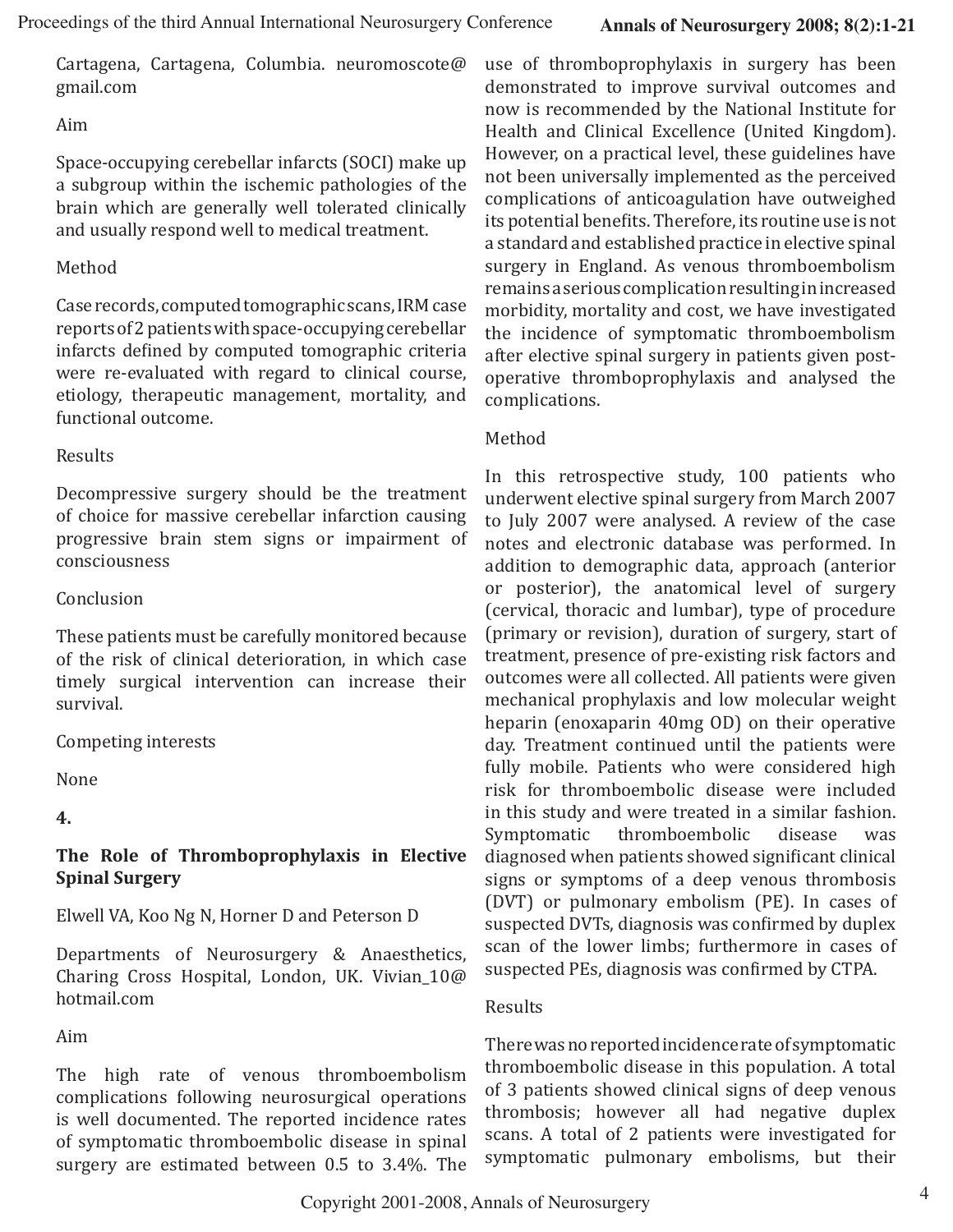Cartagena, Cartagena, Columbia. neuromoscote@gmail.com

Aim

Space-occupying cerebellar infarcts (SOCI) make up a subgroup within the ischemic pathologies of the brain which are generally well tolerated clinically and usually respond well to medical treatment.

Method

Case records, computed tomographic scans, IRM case reports of 2 patients with space-occupying cerebellar infarcts defined by computed tomographic criteria were re-evaluated with regard to clinical course, etiology, therapeutic management, mortality, and functional outcome.

Results

Decompressive surgery should be the treatment of choice for massive cerebellar infarction causing progressive brain stem signs or impairment of consciousness

Conclusion

These patients must be carefully monitored because of the risk of clinical deterioration, in which case timely surgical intervention can increase their survival.

Competing interests

None

**4.**

**The Role of Thromboprophylaxis in Elective Spinal Surgery**

Elwell VA, Koo Ng N, Horner D and Peterson D

Departments of Neurosurgery & Anaesthetics, Charing Cross Hospital, London, UK. Vivian_10@hotmail.com

Aim

The high rate of venous thromboembolism complications following neurosurgical operations is well documented. The reported incidence rates of symptomatic thromboembolic disease in spinal surgery are estimated between 0.5 to 3.4%. The use of thromboprophylaxis in surgery has been demonstrated to improve survival outcomes and now is recommended by the National Institute for Health and Clinical Excellence (United Kingdom). However, on a practical level, these guidelines have not been universally implemented as the perceived complications of anticoagulation have outweighed its potential benefits. Therefore, its routine use is not a standard and established practice in elective spinal surgery in England. As venous thromboembolism remains a serious complication resulting in increased morbidity, mortality and cost, we have investigated the incidence of symptomatic thromboembolism after elective spinal surgery in patients given post-operative thromboprophylaxis and analysed the complications.

Method

In this retrospective study, 100 patients who underwent elective spinal surgery from March 2007 to July 2007 were analysed. A review of the case notes and electronic database was performed. In addition to demographic data, approach (anterior or posterior), the anatomical level of surgery (cervical, thoracic and lumbar), type of procedure (primary or revision), duration of surgery, start of treatment, presence of pre-existing risk factors and outcomes were all collected. All patients were given mechanical prophylaxis and low molecular weight heparin (enoxaparin 40mg OD) on their operative day. Treatment continued until the patients were fully mobile. Patients who were considered high risk for thromboembolic disease were included in this study and were treated in a similar fashion. Symptomatic thromboembolic disease was diagnosed when patients showed significant clinical signs or symptoms of a deep venous thrombosis (DVT) or pulmonary embolism (PE). In cases of suspected DVTs, diagnosis was confirmed by duplex scan of the lower limbs; furthermore in cases of suspected PEs, diagnosis was confirmed by CTPA.

Results

There was no reported incidence rate of symptomatic thromboembolic disease in this population. A total of 3 patients showed clinical signs of deep venous thrombosis; however all had negative duplex scans. A total of 2 patients were investigated for symptomatic pulmonary embolisms, but their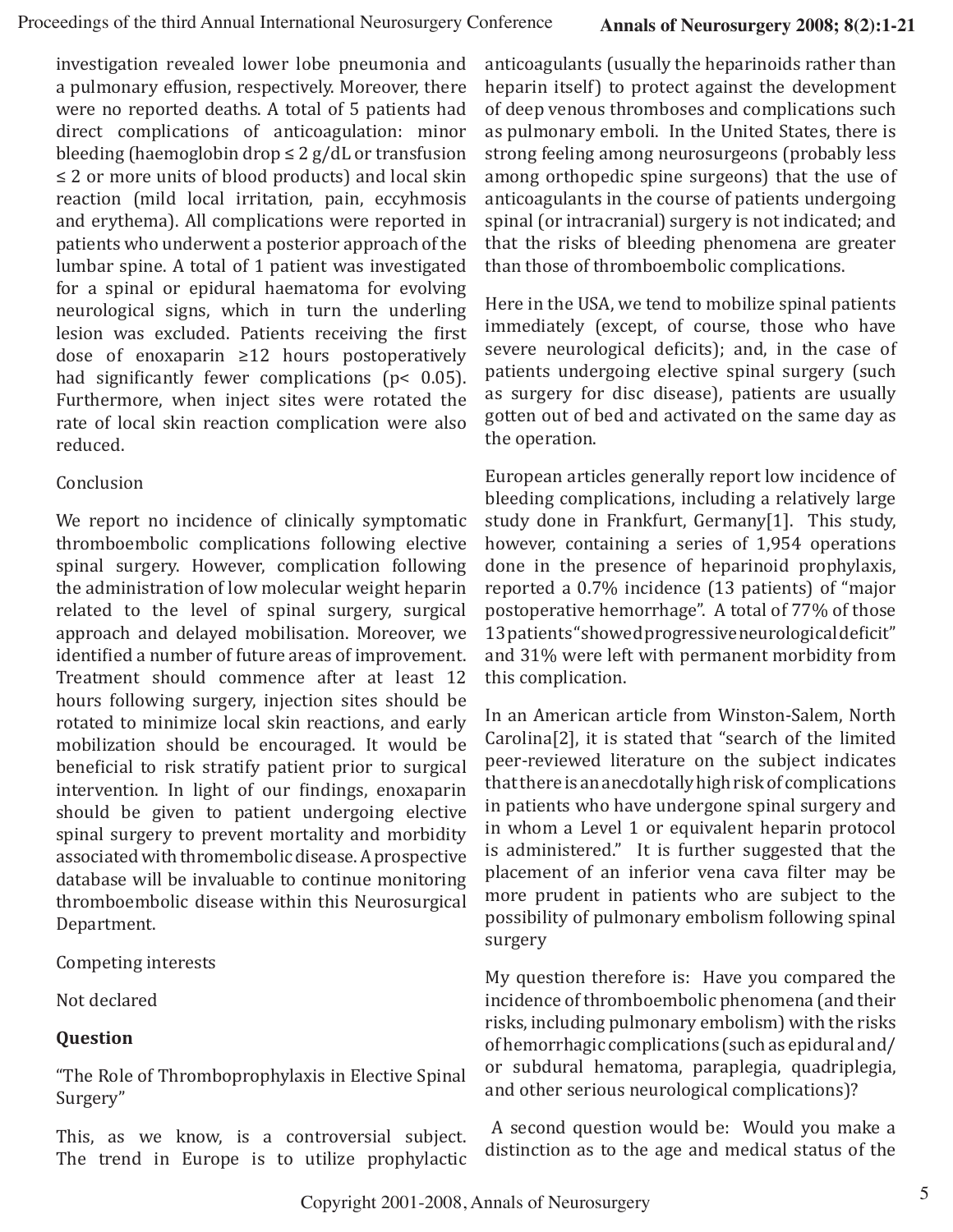investigation revealed lower lobe pneumonia and a pulmonary effusion, respectively. Moreover, there were no reported deaths. A total of 5 patients had direct complications of anticoagulation: minor bleeding (haemoglobin drop ≤ 2 g/dL or transfusion ≤ 2 or more units of blood products) and local skin reaction (mild local irritation, pain, eccyhmosis and erythema). All complications were reported in patients who underwent a posterior approach of the lumbar spine. A total of 1 patient was investigated for a spinal or epidural haematoma for evolving neurological signs, which in turn the underling lesion was excluded. Patients receiving the first dose of enoxaparin ≥12 hours postoperatively had significantly fewer complications ($p < 0.05$). Furthermore, when inject sites were rotated the rate of local skin reaction complication were also reduced.

Conclusion

We report no incidence of clinically symptomatic thromboembolic complications following elective spinal surgery. However, complication following the administration of low molecular weight heparin related to the level of spinal surgery, surgical approach and delayed mobilisation. Moreover, we identified a number of future areas of improvement. Treatment should commence after at least 12 hours following surgery, injection sites should be rotated to minimize local skin reactions, and early mobilization should be encouraged. It would be beneficial to risk stratify patient prior to surgical intervention. In light of our findings, enoxaparin should be given to patient undergoing elective spinal surgery to prevent mortality and morbidity associated with thromembolic disease. A prospective database will be invaluable to continue monitoring thromboembolic disease within this Neurosurgical Department.

Competing interests

Not declared

**Question**

"The Role of Thromboprophylaxis in Elective Spinal Surgery"

This, as we know, is a controversial subject. The trend in Europe is to utilize prophylactic anticoagulants (usually the heparinoids rather than heparin itself) to protect against the development of deep venous thromboses and complications such as pulmonary emboli. In the United States, there is strong feeling among neurosurgeons (probably less among orthopedic spine surgeons) that the use of anticoagulants in the course of patients undergoing spinal (or intracranial) surgery is not indicated; and that the risks of bleeding phenomena are greater than those of thromboembolic complications.

Here in the USA, we tend to mobilize spinal patients immediately (except, of course, those who have severe neurological deficits); and, in the case of patients undergoing elective spinal surgery (such as surgery for disc disease), patients are usually gotten out of bed and activated on the same day as the operation.

European articles generally report low incidence of bleeding complications, including a relatively large study done in Frankfurt, Germany[1]. This study, however, containing a series of 1,954 operations done in the presence of heparinoid prophylaxis, reported a 0.7% incidence (13 patients) of "major postoperative hemorrhage". A total of 77% of those 13 patients "showed progressive neurological deficit" and 31% were left with permanent morbidity from this complication.

In an American article from Winston-Salem, North Carolina[2], it is stated that "search of the limited peer-reviewed literature on the subject indicates that there is an anecdotally high risk of complications in patients who have undergone spinal surgery and in whom a Level 1 or equivalent heparin protocol is administered." It is further suggested that the placement of an inferior vena cava filter may be more prudent in patients who are subject to the possibility of pulmonary embolism following spinal surgery

My question therefore is: Have you compared the incidence of thromboembolic phenomena (and their risks, including pulmonary embolism) with the risks of hemorrhagic complications (such as epidural and/or subdural hematoma, paraplegia, quadriplegia, and other serious neurological complications)?

A second question would be: Would you make a distinction as to the age and medical status of the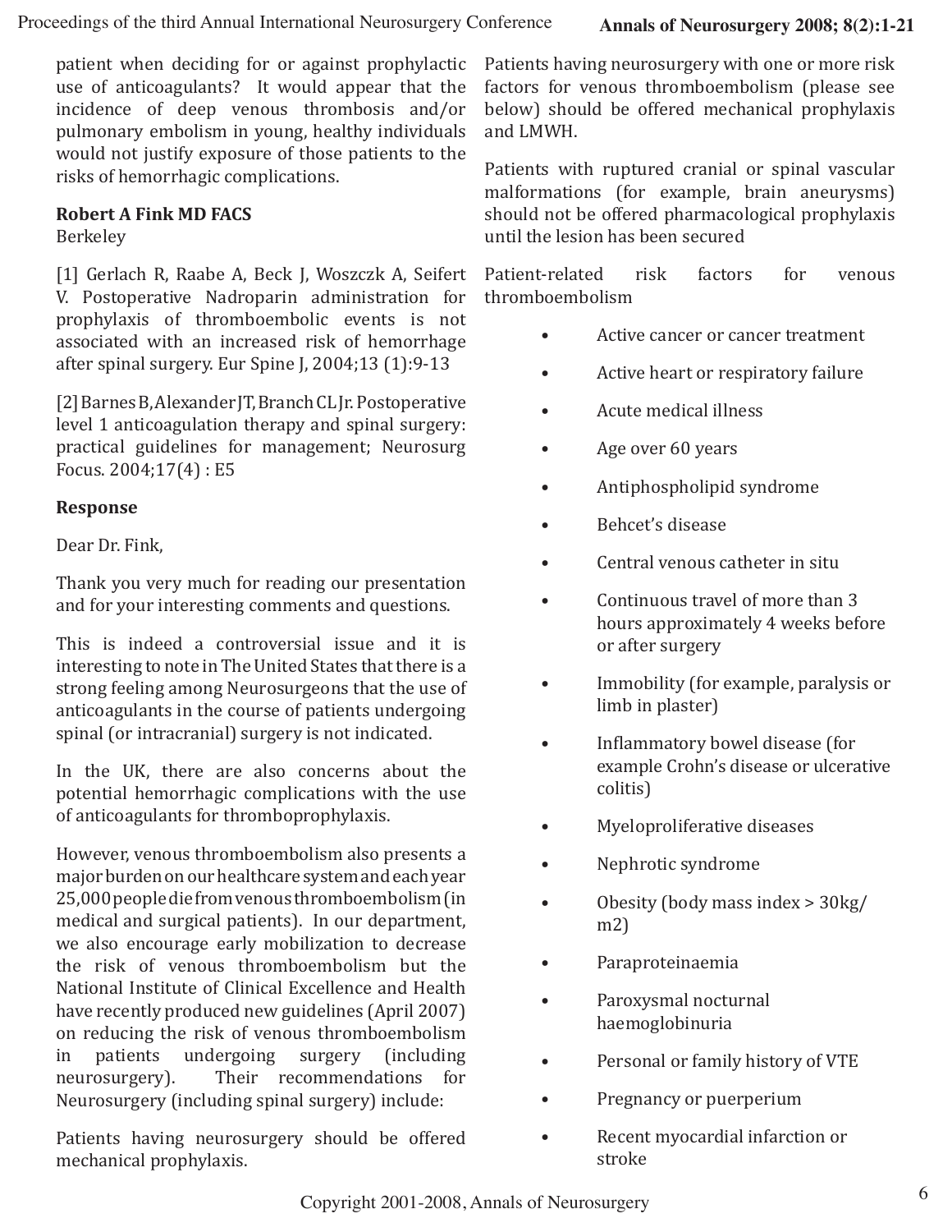patient when deciding for or against prophylactic use of anticoagulants? It would appear that the incidence of deep venous thrombosis and/or pulmonary embolism in young, healthy individuals would not justify exposure of those patients to the risks of hemorrhagic complications.

**Robert A Fink MD FACS**
Berkeley

[1] Gerlach R, Raabe A, Beck J, Woszczk A, Seifert V. Postoperative Nadroparin administration for prophylaxis of thromboembolic events is not associated with an increased risk of hemorrhage after spinal surgery. Eur Spine J, 2004;13 (1):9-13

[2] Barnes B, Alexander JT, Branch CL Jr. Postoperative level 1 anticoagulation therapy and spinal surgery: practical guidelines for management; Neurosurg Focus. 2004;17(4) : E5

**Response**

Dear Dr. Fink,

Thank you very much for reading our presentation and for your interesting comments and questions.

This is indeed a controversial issue and it is interesting to note in The United States that there is a strong feeling among Neurosurgeons that the use of anticoagulants in the course of patients undergoing spinal (or intracranial) surgery is not indicated.

In the UK, there are also concerns about the potential hemorrhagic complications with the use of anticoagulants for thromboprophylaxis.

However, venous thromboembolism also presents a major burden on our healthcare system and each year 25,000 people die from venous thromboembolism (in medical and surgical patients). In our department, we also encourage early mobilization to decrease the risk of venous thromboembolism but the National Institute of Clinical Excellence and Health have recently produced new guidelines (April 2007) on reducing the risk of venous thromboembolism in patients undergoing surgery (including neurosurgery). Their recommendations for Neurosurgery (including spinal surgery) include:

Patients having neurosurgery should be offered mechanical prophylaxis.

Patients having neurosurgery with one or more risk factors for venous thromboembolism (please see below) should be offered mechanical prophylaxis and LMWH.

Patients with ruptured cranial or spinal vascular malformations (for example, brain aneurysms) should not be offered pharmacological prophylaxis until the lesion has been secured

Patient-related risk factors for venous thromboembolism

- Active cancer or cancer treatment
- Active heart or respiratory failure
- Acute medical illness
- Age over 60 years
- Antiphospholipid syndrome
- Behcet's disease
- Central venous catheter in situ
- Continuous travel of more than 3 hours approximately 4 weeks before or after surgery
- Immobility (for example, paralysis or limb in plaster)
- Inflammatory bowel disease (for example Crohn's disease or ulcerative colitis)
- Myeloproliferative diseases
- Nephrotic syndrome
- Obesity (body mass index > 30kg/m2)
- Paraproteinaemia
- Paroxysmal nocturnal haemoglobinuria
- Personal or family history of VTE
- Pregnancy or puerperium
- Recent myocardial infarction or stroke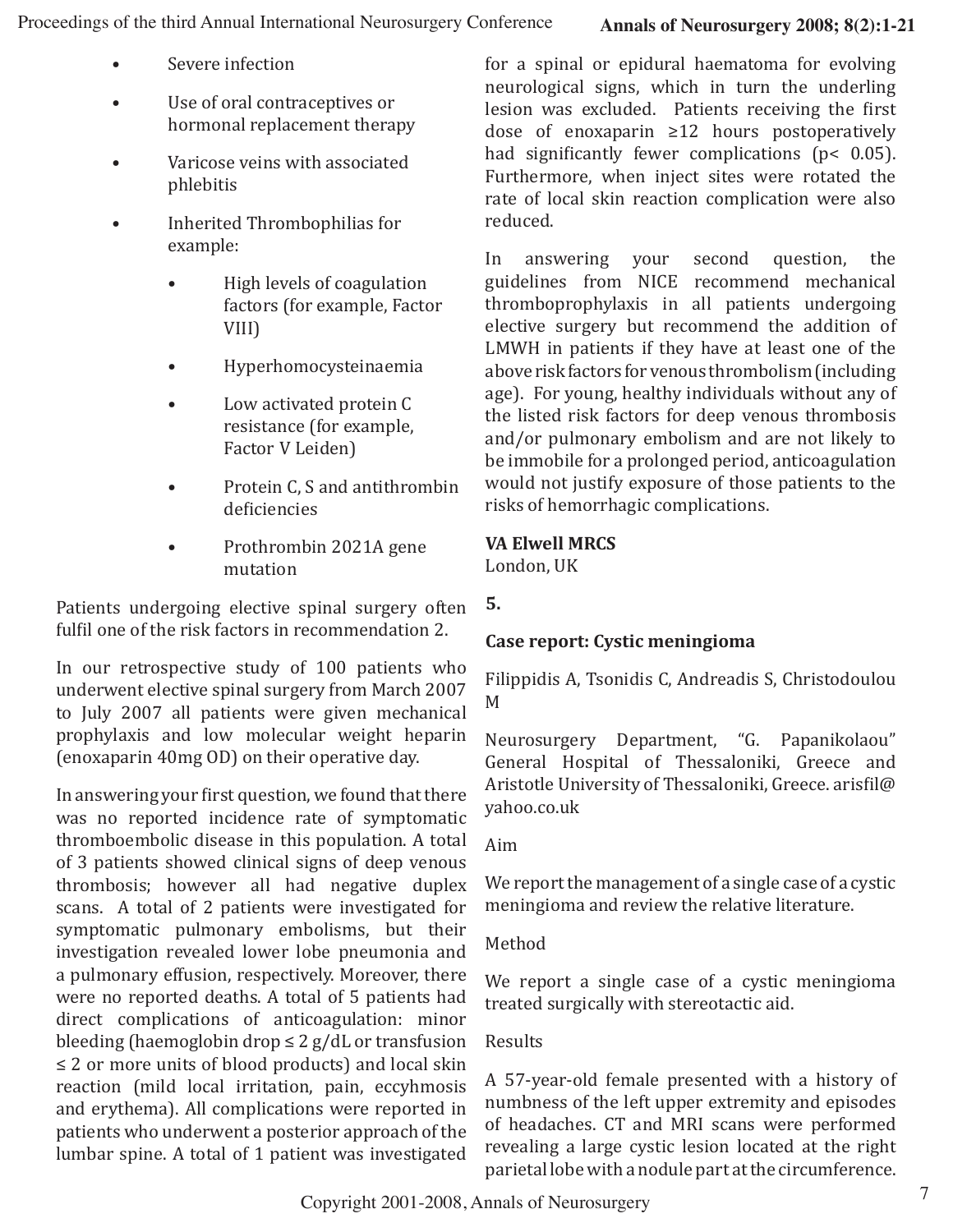- Severe infection
- Use of oral contraceptives or hormonal replacement therapy
- Varicose veins with associated phlebitis
- Inherited Thrombophilias for example:
    - High levels of coagulation factors (for example, Factor VIII)
    - Hyperhomocysteinaemia
    - Low activated protein C resistance (for example, Factor V Leiden)
    - Protein C, S and antithrombin deficiencies
    - Prothrombin 2021A gene mutation

Patients undergoing elective spinal surgery often fulfil one of the risk factors in recommendation 2.

In our retrospective study of 100 patients who underwent elective spinal surgery from March 2007 to July 2007 all patients were given mechanical prophylaxis and low molecular weight heparin (enoxaparin 40mg OD) on their operative day.

In answering your first question, we found that there was no reported incidence rate of symptomatic thromboembolic disease in this population. A total of 3 patients showed clinical signs of deep venous thrombosis; however all had negative duplex scans. A total of 2 patients were investigated for symptomatic pulmonary embolisms, but their investigation revealed lower lobe pneumonia and a pulmonary effusion, respectively. Moreover, there were no reported deaths. A total of 5 patients had direct complications of anticoagulation: minor bleeding (haemoglobin drop ≤ 2 g/dL or transfusion ≤ 2 or more units of blood products) and local skin reaction (mild local irritation, pain, eccyhmosis and erythema). All complications were reported in patients who underwent a posterior approach of the lumbar spine. A total of 1 patient was investigated for a spinal or epidural haematoma for evolving neurological signs, which in turn the underling lesion was excluded. Patients receiving the first dose of enoxaparin ≥12 hours postoperatively had significantly fewer complications ($p < 0.05$). Furthermore, when inject sites were rotated the rate of local skin reaction complication were also reduced.

In answering your second question, the guidelines from NICE recommend mechanical thromboprophylaxis in all patients undergoing elective surgery but recommend the addition of LMWH in patients if they have at least one of the above risk factors for venous thrombolism (including age). For young, healthy individuals without any of the listed risk factors for deep venous thrombosis and/or pulmonary embolism and are not likely to be immobile for a prolonged period, anticoagulation would not justify exposure of those patients to the risks of hemorrhagic complications.

**VA Elwell MRCS**
London, UK

**5.**

### Case report: Cystic meningioma

Filippidis A, Tsonidis C, Andreadis S, Christodoulou M

Neurosurgery Department, "G. Papanikolaou" General Hospital of Thessaloniki, Greece and Aristotle University of Thessaloniki, Greece. arisfil@yahoo.co.uk

Aim

We report the management of a single case of a cystic meningioma and review the relative literature.

Method

We report a single case of a cystic meningioma treated surgically with stereotactic aid.

Results

A 57-year-old female presented with a history of numbness of the left upper extremity and episodes of headaches. CT and MRI scans were performed revealing a large cystic lesion located at the right parietal lobe with a nodule part at the circumference.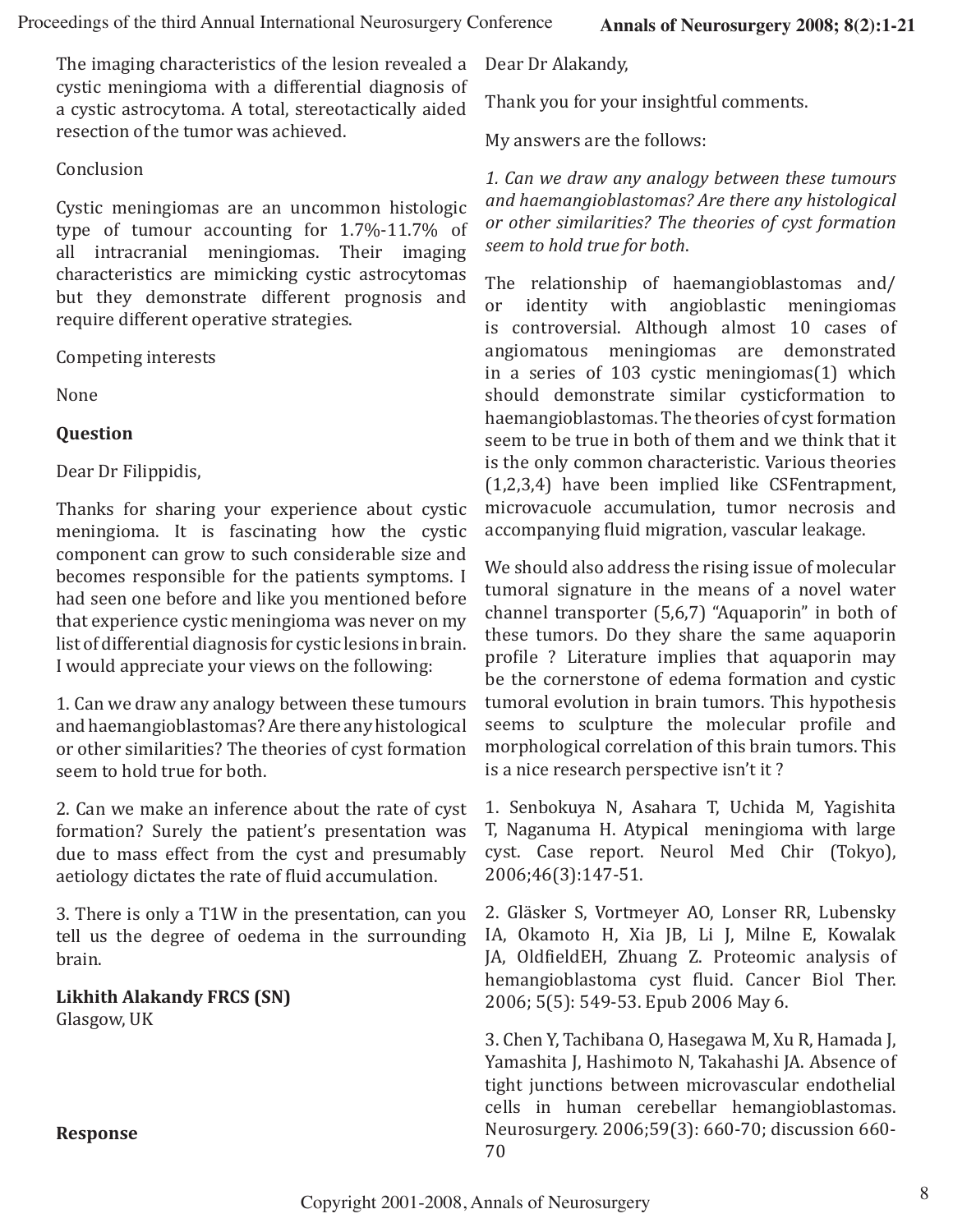The imaging characteristics of the lesion revealed a cystic meningioma with a differential diagnosis of a cystic astrocytoma. A total, stereotactically aided resection of the tumor was achieved.

Conclusion

Cystic meningiomas are an uncommon histologic type of tumour accounting for 1.7%-11.7% of all intracranial meningiomas. Their imaging characteristics are mimicking cystic astrocytomas but they demonstrate different prognosis and require different operative strategies.

Competing interests

None

**Question**

Dear Dr Filippidis,

Thanks for sharing your experience about cystic meningioma. It is fascinating how the cystic component can grow to such considerable size and becomes responsible for the patients symptoms. I had seen one before and like you mentioned before that experience cystic meningioma was never on my list of differential diagnosis for cystic lesions in brain. I would appreciate your views on the following:

1. Can we draw any analogy between these tumours and haemangioblastomas? Are there any histological or other similarities? The theories of cyst formation seem to hold true for both.

2. Can we make an inference about the rate of cyst formation? Surely the patient's presentation was due to mass effect from the cyst and presumably aetiology dictates the rate of fluid accumulation.

3. There is only a T1W in the presentation, can you tell us the degree of oedema in the surrounding brain.

**Likhith Alakandy FRCS (SN)**
Glasgow, UK

**Response**

Dear Dr Alakandy,

Thank you for your insightful comments.

My answers are the follows:

*1. Can we draw any analogy between these tumours and haemangioblastomas? Are there any histological or other similarities? The theories of cyst formation seem to hold true for both.*

The relationship of haemangioblastomas and/or identity with angioblastic meningiomas is controversial. Although almost 10 cases of angiomatous meningiomas are demonstrated in a series of 103 cystic meningiomas(1) which should demonstrate similar cysticformation to haemangioblastomas. The theories of cyst formation seem to be true in both of them and we think that it is the only common characteristic. Various theories (1,2,3,4) have been implied like CSFentrapment, microvacuole accumulation, tumor necrosis and accompanying fluid migration, vascular leakage.

We should also address the rising issue of molecular tumoral signature in the means of a novel water channel transporter (5,6,7) "Aquaporin" in both of these tumors. Do they share the same aquaporin profile ? Literature implies that aquaporin may be the cornerstone of edema formation and cystic tumoral evolution in brain tumors. This hypothesis seems to sculpture the molecular profile and morphological correlation of this brain tumors. This is a nice research perspective isn't it ?

1. Senbokuya N, Asahara T, Uchida M, Yagishita T, Naganuma H. Atypical meningioma with large cyst. Case report. Neurol Med Chir (Tokyo), 2006;46(3):147-51.

2. Gläsker S, Vortmeyer AO, Lonser RR, Lubensky IA, Okamoto H, Xia JB, Li J, Milne E, Kowalak JA, OldfieldEH, Zhuang Z. Proteomic analysis of hemangioblastoma cyst fluid. Cancer Biol Ther. 2006; 5(5): 549-53. Epub 2006 May 6.

3. Chen Y, Tachibana O, Hasegawa M, Xu R, Hamada J, Yamashita J, Hashimoto N, Takahashi JA. Absence of tight junctions between microvascular endothelial cells in human cerebellar hemangioblastomas. Neurosurgery. 2006;59(3): 660-70; discussion 660-70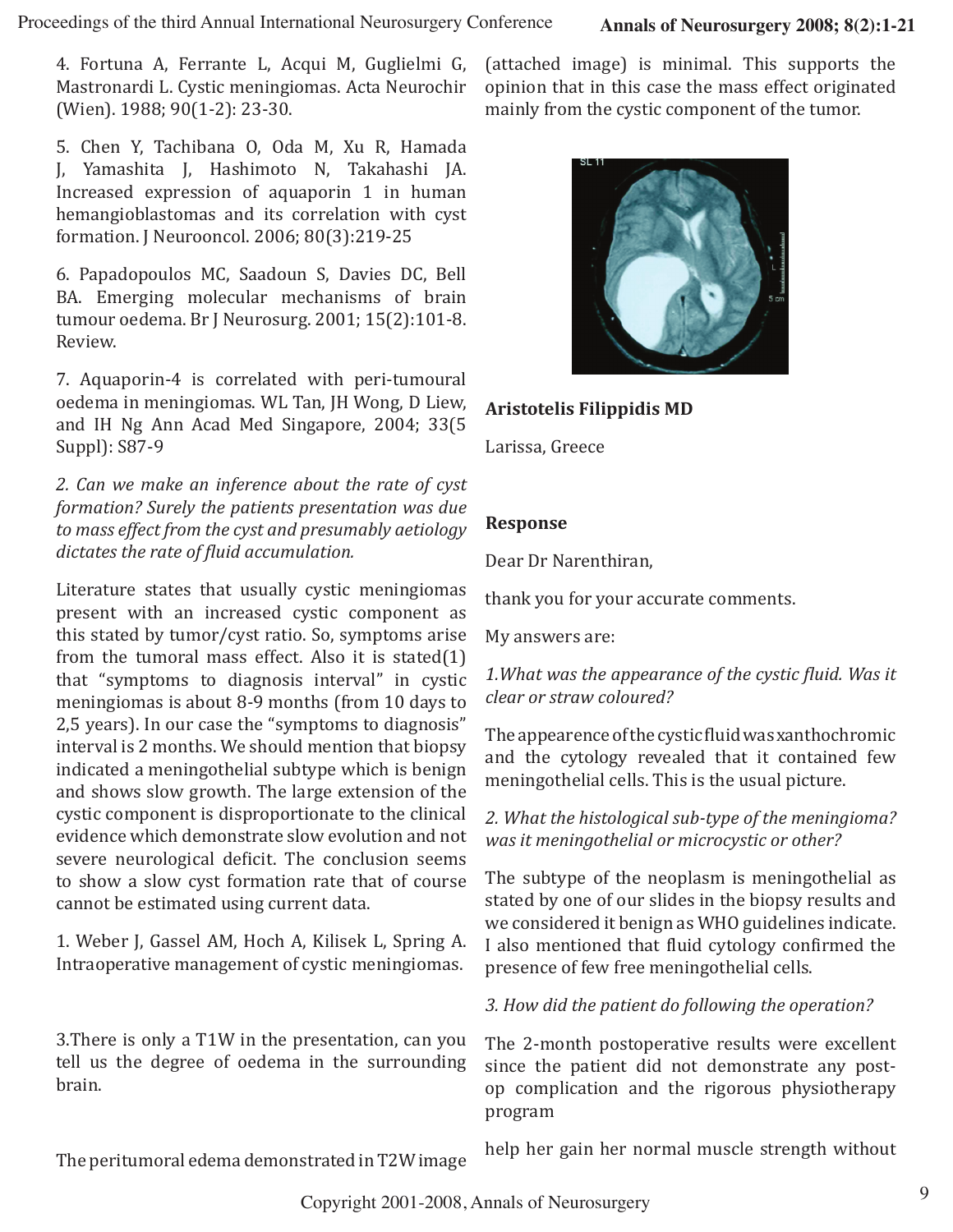4. Fortuna A, Ferrante L, Acqui M, Guglielmi G, Mastronardi L. Cystic meningiomas. Acta Neurochir (Wien). 1988; 90(1-2): 23-30.

5. Chen Y, Tachibana O, Oda M, Xu R, Hamada J, Yamashita J, Hashimoto N, Takahashi JA. Increased expression of aquaporin 1 in human hemangioblastomas and its correlation with cyst formation. J Neurooncol. 2006; 80(3):219-25

6. Papadopoulos MC, Saadoun S, Davies DC, Bell BA. Emerging molecular mechanisms of brain tumour oedema. Br J Neurosurg. 2001; 15(2):101-8. Review.

7. Aquaporin-4 is correlated with peri-tumoural oedema in meningiomas. WL Tan, JH Wong, D Liew, and IH Ng Ann Acad Med Singapore, 2004; 33(5 Suppl): S87-9

*2. Can we make an inference about the rate of cyst formation? Surely the patients presentation was due to mass effect from the cyst and presumably aetiology dictates the rate of fluid accumulation.*

Literature states that usually cystic meningiomas present with an increased cystic component as this stated by tumor/cyst ratio. So, symptoms arise from the tumoral mass effect. Also it is stated(1) that "symptoms to diagnosis interval" in cystic meningiomas is about 8-9 months (from 10 days to 2,5 years). In our case the "symptoms to diagnosis" interval is 2 months. We should mention that biopsy indicated a meningothelial subtype which is benign and shows slow growth. The large extension of the cystic component is disproportionate to the clinical evidence which demonstrate slow evolution and not severe neurological deficit. The conclusion seems to show a slow cyst formation rate that of course cannot be estimated using current data.

1. Weber J, Gassel AM, Hoch A, Kilisek L, Spring A. Intraoperative management of cystic meningiomas.

3.There is only a T1W in the presentation, can you tell us the degree of oedema in the surrounding brain.

The peritumoral edema demonstrated in T2W image (attached image) is minimal. This supports the opinion that in this case the mass effect originated mainly from the cystic component of the tumor.

**Aristotelis Filippidis MD**

Larissa, Greece

**Response**

Dear Dr Narenthiran,

thank you for your accurate comments.

My answers are:

*1.What was the appearance of the cystic fluid. Was it clear or straw coloured?*

The appearence of the cystic fluid was xanthochromic and the cytology revealed that it contained few meningothelial cells. This is the usual picture.

*2. What the histological sub-type of the meningioma? was it meningothelial or microcystic or other?*

The subtype of the neoplasm is meningothelial as stated by one of our slides in the biopsy results and we considered it benign as WHO guidelines indicate. I also mentioned that fluid cytology confirmed the presence of few free meningothelial cells.

*3. How did the patient do following the operation?*

The 2-month postoperative results were excellent since the patient did not demonstrate any post-op complication and the rigorous physiotherapy program

help her gain her normal muscle strength without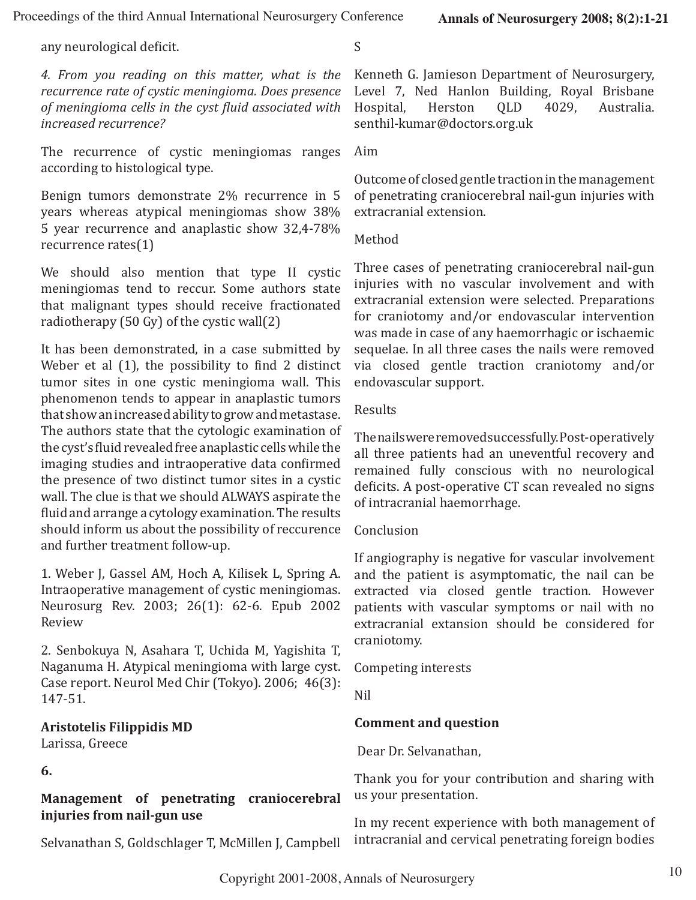any neurological deficit.

*4. From you reading on this matter, what is the recurrence rate of cystic meningioma. Does presence of meningioma cells in the cyst fluid associated with increased recurrence?*

The recurrence of cystic meningiomas ranges according to histological type.

Benign tumors demonstrate 2% recurrence in 5 years whereas atypical meningiomas show 38% 5 year recurrence and anaplastic show 32,4-78% recurrence rates(1)

We should also mention that type II cystic meningiomas tend to reccur. Some authors state that malignant types should receive fractionated radiotherapy (50 Gy) of the cystic wall(2)

It has been demonstrated, in a case submitted by Weber et al (1), the possibility to find 2 distinct tumor sites in one cystic meningioma wall. This phenomenon tends to appear in anaplastic tumors that show an increased ability to grow and metastase. The authors state that the cytologic examination of the cyst's fluid revealed free anaplastic cells while the imaging studies and intraoperative data confirmed the presence of two distinct tumor sites in a cystic wall. The clue is that we should ALWAYS aspirate the fluid and arrange a cytology examination. The results should inform us about the possibility of reccurence and further treatment follow-up.

1. Weber J, Gassel AM, Hoch A, Kilisek L, Spring A. Intraoperative management of cystic meningiomas. Neurosurg Rev. 2003; 26(1): 62-6. Epub 2002 Review

2. Senbokuya N, Asahara T, Uchida M, Yagishita T, Naganuma H. Atypical meningioma with large cyst. Case report. Neurol Med Chir (Tokyo). 2006; 46(3): 147-51.

**Aristotelis Filippidis MD**
Larissa, Greece

**6.**

**Management of penetrating craniocerebral injuries from nail-gun use**

Selvanathan S, Goldschlager T, McMillen J, Campbell S

Kenneth G. Jamieson Department of Neurosurgery, Level 7, Ned Hanlon Building, Royal Brisbane Hospital, Herston QLD 4029, Australia. senthil-kumar@doctors.org.uk

Aim

Outcome of closed gentle traction in the management of penetrating craniocerebral nail-gun injuries with extracranial extension.

Method

Three cases of penetrating craniocerebral nail-gun injuries with no vascular involvement and with extracranial extension were selected. Preparations for craniotomy and/or endovascular intervention was made in case of any haemorrhagic or ischaemic sequelae. In all three cases the nails were removed via closed gentle traction craniotomy and/or endovascular support.

Results

The nails were removed successfully. Post-operatively all three patients had an uneventful recovery and remained fully conscious with no neurological deficits. A post-operative CT scan revealed no signs of intracranial haemorrhage.

Conclusion

If angiography is negative for vascular involvement and the patient is asymptomatic, the nail can be extracted via closed gentle traction. However patients with vascular symptoms or nail with no extracranial extansion should be considered for craniotomy.

Competing interests

Nil

**Comment and question**

Dear Dr. Selvanathan,

Thank you for your contribution and sharing with us your presentation.

In my recent experience with both management of intracranial and cervical penetrating foreign bodies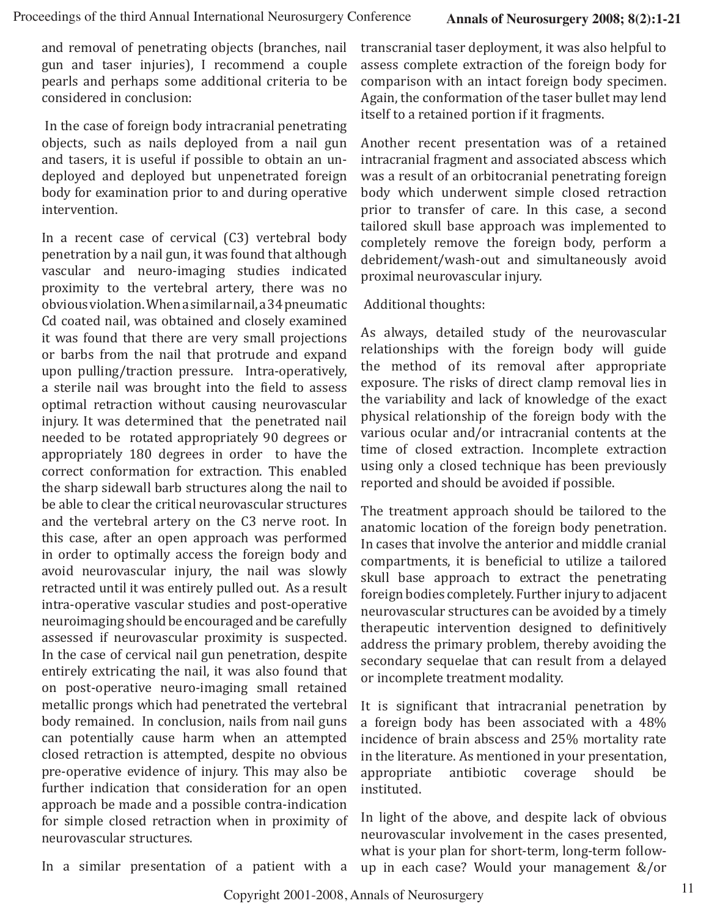and removal of penetrating objects (branches, nail gun and taser injuries), I recommend a couple pearls and perhaps some additional criteria to be considered in conclusion:

In the case of foreign body intracranial penetrating objects, such as nails deployed from a nail gun and tasers, it is useful if possible to obtain an un-deployed and deployed but unpenetrated foreign body for examination prior to and during operative intervention.

In a recent case of cervical (C3) vertebral body penetration by a nail gun, it was found that although vascular and neuro-imaging studies indicated proximity to the vertebral artery, there was no obvious violation. When a similar nail, a 34 pneumatic Cd coated nail, was obtained and closely examined it was found that there are very small projections or barbs from the nail that protrude and expand upon pulling/traction pressure. Intra-operatively, a sterile nail was brought into the field to assess optimal retraction without causing neurovascular injury. It was determined that the penetrated nail needed to be rotated appropriately 90 degrees or appropriately 180 degrees in order to have the correct conformation for extraction. This enabled the sharp sidewall barb structures along the nail to be able to clear the critical neurovascular structures and the vertebral artery on the C3 nerve root. In this case, after an open approach was performed in order to optimally access the foreign body and avoid neurovascular injury, the nail was slowly retracted until it was entirely pulled out. As a result intra-operative vascular studies and post-operative neuroimaging should be encouraged and be carefully assessed if neurovascular proximity is suspected. In the case of cervical nail gun penetration, despite entirely extricating the nail, it was also found that on post-operative neuro-imaging small retained metallic prongs which had penetrated the vertebral body remained. In conclusion, nails from nail guns can potentially cause harm when an attempted closed retraction is attempted, despite no obvious pre-operative evidence of injury. This may also be further indication that consideration for an open approach be made and a possible contra-indication for simple closed retraction when in proximity of neurovascular structures.

In a similar presentation of a patient with a transcranial taser deployment, it was also helpful to assess complete extraction of the foreign body for comparison with an intact foreign body specimen. Again, the conformation of the taser bullet may lend itself to a retained portion if it fragments.

Another recent presentation was of a retained intracranial fragment and associated abscess which was a result of an orbitocranial penetrating foreign body which underwent simple closed retraction prior to transfer of care. In this case, a second tailored skull base approach was implemented to completely remove the foreign body, perform a debridement/wash-out and simultaneously avoid proximal neurovascular injury.

Additional thoughts:

As always, detailed study of the neurovascular relationships with the foreign body will guide the method of its removal after appropriate exposure. The risks of direct clamp removal lies in the variability and lack of knowledge of the exact physical relationship of the foreign body with the various ocular and/or intracranial contents at the time of closed extraction. Incomplete extraction using only a closed technique has been previously reported and should be avoided if possible.

The treatment approach should be tailored to the anatomic location of the foreign body penetration. In cases that involve the anterior and middle cranial compartments, it is beneficial to utilize a tailored skull base approach to extract the penetrating foreign bodies completely. Further injury to adjacent neurovascular structures can be avoided by a timely therapeutic intervention designed to definitively address the primary problem, thereby avoiding the secondary sequelae that can result from a delayed or incomplete treatment modality.

It is significant that intracranial penetration by a foreign body has been associated with a 48% incidence of brain abscess and 25% mortality rate in the literature. As mentioned in your presentation, appropriate antibiotic coverage should be instituted.

In light of the above, and despite lack of obvious neurovascular involvement in the cases presented, what is your plan for short-term, long-term follow-up in each case? Would your management &/or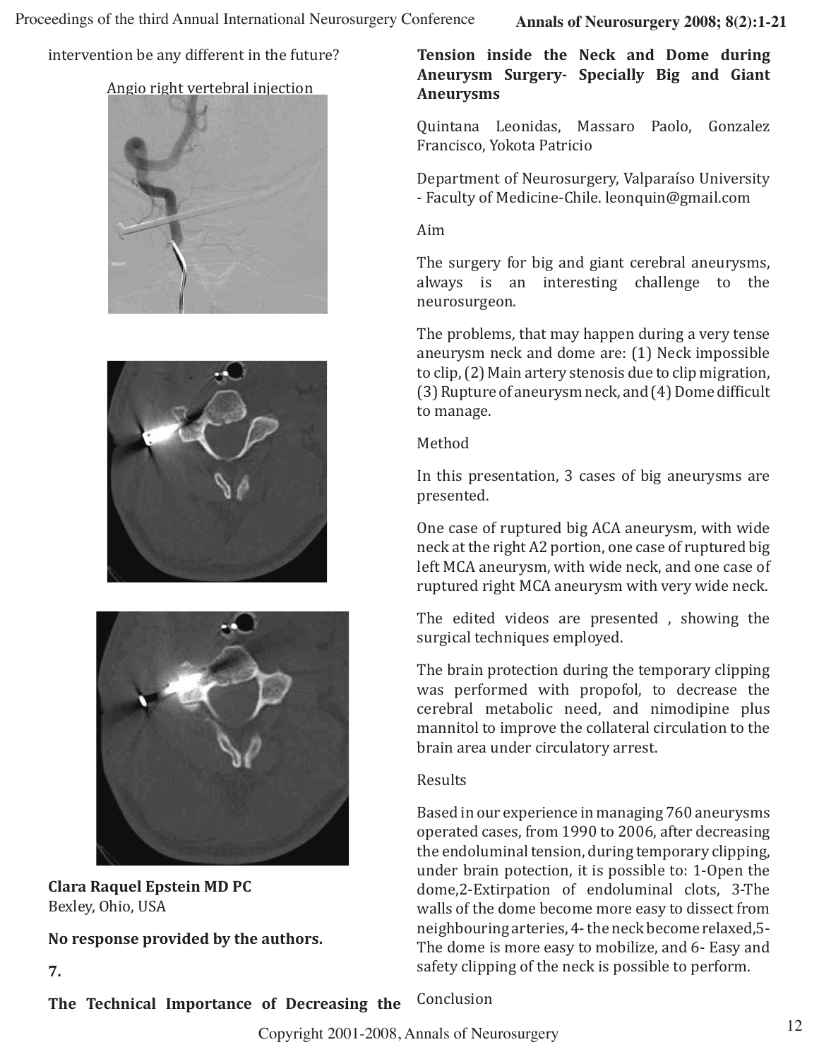intervention be any different in the future?

Angio right vertebral injection

**Clara Raquel Epstein MD PC**
Bexley, Ohio, USA

**No response provided by the authors.**

**7.**

**The Technical Importance of Decreasing the Tension inside the Neck and Dome during Aneurysm Surgery- Specially Big and Giant Aneurysms**

Quintana Leonidas, Massaro Paolo, Gonzalez Francisco, Yokota Patricio

Department of Neurosurgery, Valparaíso University - Faculty of Medicine-Chile. leonquin@gmail.com

Aim

The surgery for big and giant cerebral aneurysms, always is an interesting challenge to the neurosurgeon.

The problems, that may happen during a very tense aneurysm neck and dome are: (1) Neck impossible to clip, (2) Main artery stenosis due to clip migration, (3) Rupture of aneurysm neck, and (4) Dome difficult to manage.

Method

In this presentation, 3 cases of big aneurysms are presented.

One case of ruptured big ACA aneurysm, with wide neck at the right A2 portion, one case of ruptured big left MCA aneurysm, with wide neck, and one case of ruptured right MCA aneurysm with very wide neck.

The edited videos are presented , showing the surgical techniques employed.

The brain protection during the temporary clipping was performed with propofol, to decrease the cerebral metabolic need, and nimodipine plus mannitol to improve the collateral circulation to the brain area under circulatory arrest.

Results

Based in our experience in managing 760 aneurysms operated cases, from 1990 to 2006, after decreasing the endoluminal tension, during temporary clipping, under brain potection, it is possible to: 1-Open the dome,2-Extirpation of endoluminal clots, 3-The walls of the dome become more easy to dissect from neighbouring arteries, 4- the neck become relaxed,5- The dome is more easy to mobilize, and 6- Easy and safety clipping of the neck is possible to perform.

Conclusion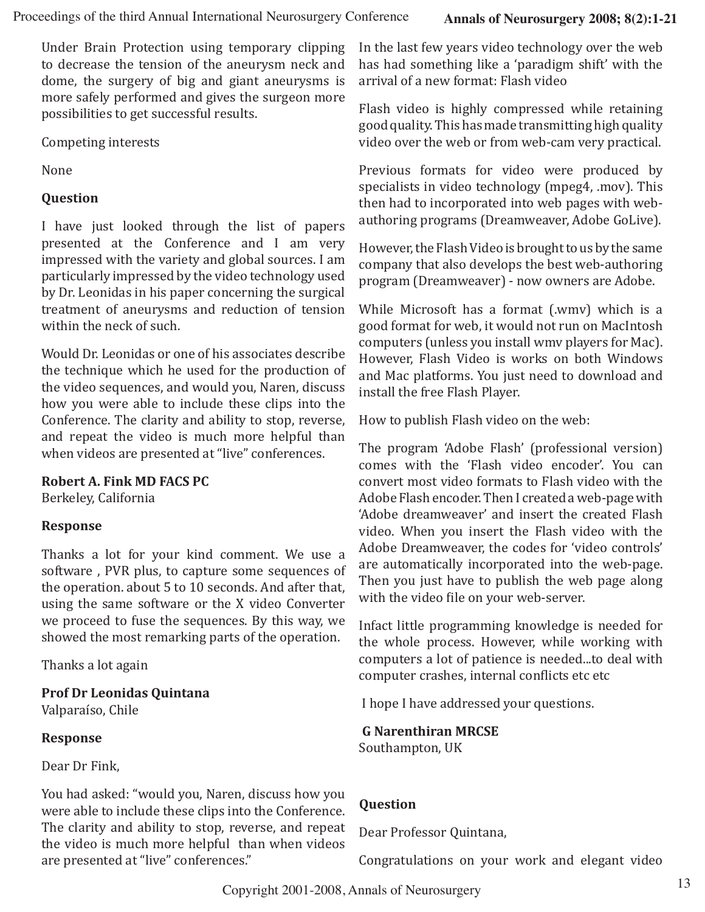Under Brain Protection using temporary clipping to decrease the tension of the aneurysm neck and dome, the surgery of big and giant aneurysms is more safely performed and gives the surgeon more possibilities to get successful results.

Competing interests

None

**Question**

I have just looked through the list of papers presented at the Conference and I am very impressed with the variety and global sources. I am particularly impressed by the video technology used by Dr. Leonidas in his paper concerning the surgical treatment of aneurysms and reduction of tension within the neck of such.

Would Dr. Leonidas or one of his associates describe the technique which he used for the production of the video sequences, and would you, Naren, discuss how you were able to include these clips into the Conference. The clarity and ability to stop, reverse, and repeat the video is much more helpful than when videos are presented at "live" conferences.

**Robert A. Fink MD FACS PC**
Berkeley, California

**Response**

Thanks a lot for your kind comment. We use a software , PVR plus, to capture some sequences of the operation. about 5 to 10 seconds. And after that, using the same software or the X video Converter we proceed to fuse the sequences. By this way, we showed the most remarking parts of the operation.

Thanks a lot again

**Prof Dr Leonidas Quintana**
Valparaíso, Chile

**Response**

Dear Dr Fink,

You had asked: "would you, Naren, discuss how you were able to include these clips into the Conference. The clarity and ability to stop, reverse, and repeat the video is much more helpful than when videos are presented at "live" conferences."

In the last few years video technology over the web has had something like a 'paradigm shift' with the arrival of a new format: Flash video

Flash video is highly compressed while retaining good quality. This has made transmitting high quality video over the web or from web-cam very practical.

Previous formats for video were produced by specialists in video technology (mpeg4, .mov). This then had to incorporated into web pages with web-authoring programs (Dreamweaver, Adobe GoLive).

However, the Flash Video is brought to us by the same company that also develops the best web-authoring program (Dreamweaver) - now owners are Adobe.

While Microsoft has a format (.wmv) which is a good format for web, it would not run on MacIntosh computers (unless you install wmv players for Mac). However, Flash Video is works on both Windows and Mac platforms. You just need to download and install the free Flash Player.

How to publish Flash video on the web:

The program 'Adobe Flash' (professional version) comes with the 'Flash video encoder'. You can convert most video formats to Flash video with the Adobe Flash encoder. Then I created a web-page with 'Adobe dreamweaver' and insert the created Flash video. When you insert the Flash video with the Adobe Dreamweaver, the codes for 'video controls' are automatically incorporated into the web-page. Then you just have to publish the web page along with the video file on your web-server.

Infact little programming knowledge is needed for the whole process. However, while working with computers a lot of patience is needed...to deal with computer crashes, internal conflicts etc etc

I hope I have addressed your questions.

**G Narenthiran MRCSE**
Southampton, UK

**Question**

Dear Professor Quintana,

Congratulations on your work and elegant video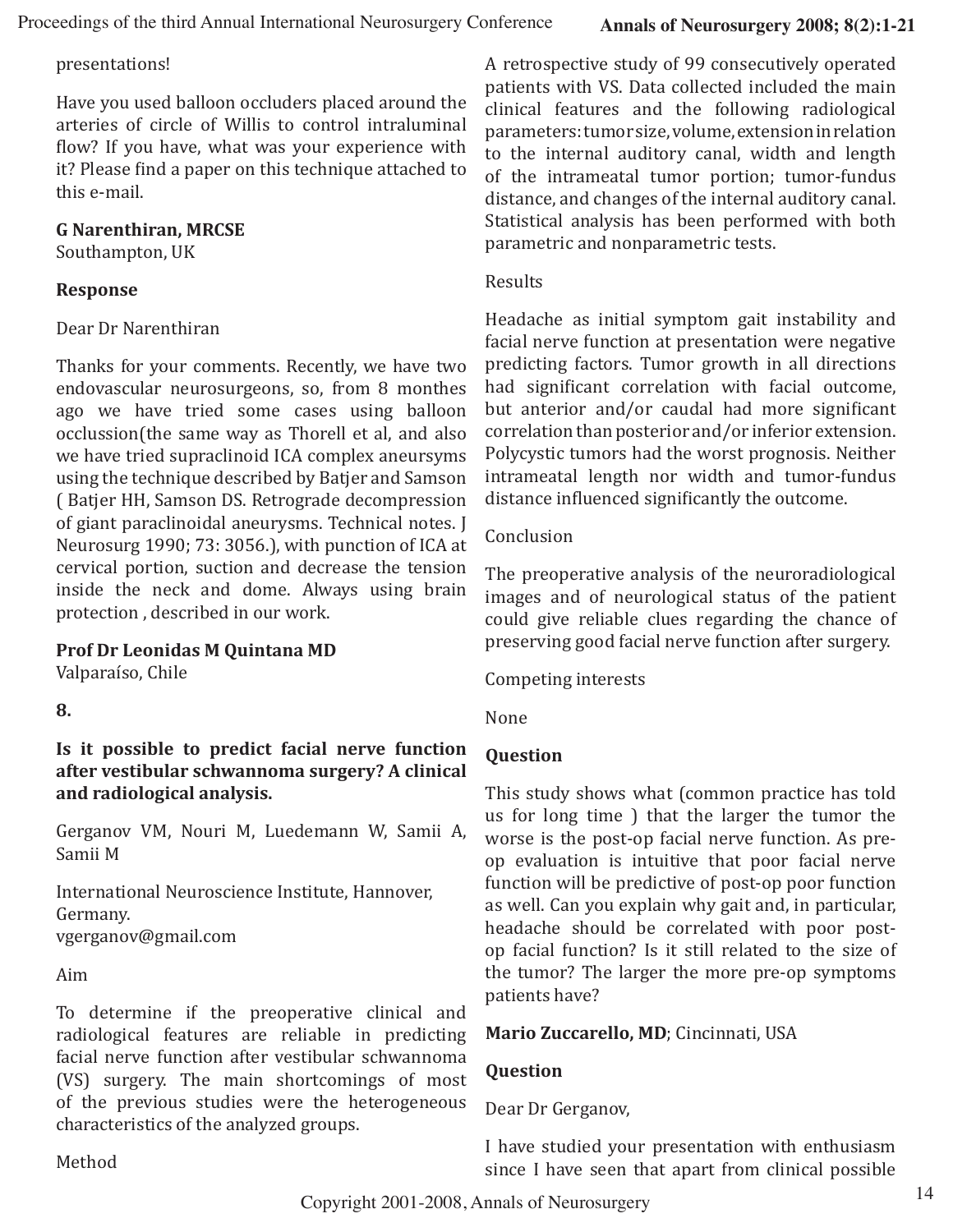presentations!

Have you used balloon occluders placed around the arteries of circle of Willis to control intraluminal flow? If you have, what was your experience with it? Please find a paper on this technique attached to this e-mail.

**G Narenthiran, MRCSE**
Southampton, UK

**Response**

Dear Dr Narenthiran

Thanks for your comments. Recently, we have two endovascular neurosurgeons, so, from 8 monthes ago we have tried some cases using balloon occlussion(the same way as Thorell et al, and also we have tried supraclinoid ICA complex aneursyms using the technique described by Batjer and Samson ( Batjer HH, Samson DS. Retrograde decompression of giant paraclinoidal aneurysms. Technical notes. J Neurosurg 1990; 73: 3056.), with punction of ICA at cervical portion, suction and decrease the tension inside the neck and dome. Always using brain protection , described in our work.

**Prof Dr Leonidas M Quintana MD**
Valparaíso, Chile

**8.**

**Is it possible to predict facial nerve function after vestibular schwannoma surgery? A clinical and radiological analysis.**

Gerganov VM, Nouri M, Luedemann W, Samii A, Samii M

International Neuroscience Institute, Hannover, Germany.
vgerganov@gmail.com

Aim

To determine if the preoperative clinical and radiological features are reliable in predicting facial nerve function after vestibular schwannoma (VS) surgery. The main shortcomings of most of the previous studies were the heterogeneous characteristics of the analyzed groups.

Method

A retrospective study of 99 consecutively operated patients with VS. Data collected included the main clinical features and the following radiological parameters: tumor size, volume, extension in relation to the internal auditory canal, width and length of the intrameatal tumor portion; tumor-fundus distance, and changes of the internal auditory canal. Statistical analysis has been performed with both parametric and nonparametric tests.

Results

Headache as initial symptom gait instability and facial nerve function at presentation were negative predicting factors. Tumor growth in all directions had significant correlation with facial outcome, but anterior and/or caudal had more significant correlation than posterior and/or inferior extension. Polycystic tumors had the worst prognosis. Neither intrameatal length nor width and tumor-fundus distance influenced significantly the outcome.

Conclusion

The preoperative analysis of the neuroradiological images and of neurological status of the patient could give reliable clues regarding the chance of preserving good facial nerve function after surgery.

Competing interests

None

**Question**

This study shows what (common practice has told us for long time ) that the larger the tumor the worse is the post-op facial nerve function. As pre-op evaluation is intuitive that poor facial nerve function will be predictive of post-op poor function as well. Can you explain why gait and, in particular, headache should be correlated with poor post-op facial function? Is it still related to the size of the tumor? The larger the more pre-op symptoms patients have?

**Mario Zuccarello, MD**; Cincinnati, USA

**Question**

Dear Dr Gerganov,

I have studied your presentation with enthusiasm since I have seen that apart from clinical possible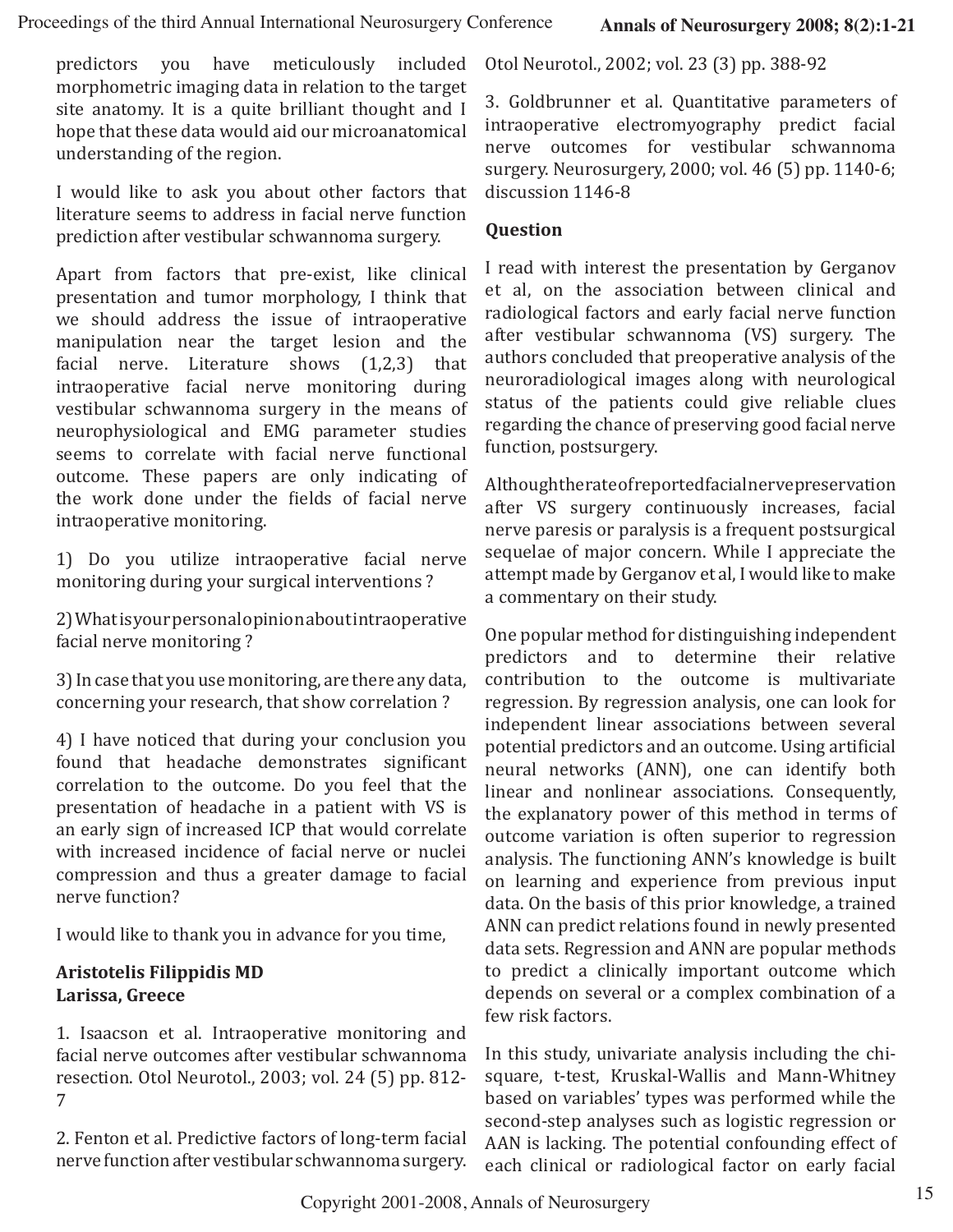predictors you have meticulously included morphometric imaging data in relation to the target site anatomy. It is a quite brilliant thought and I hope that these data would aid our microanatomical understanding of the region.

I would like to ask you about other factors that literature seems to address in facial nerve function prediction after vestibular schwannoma surgery.

Apart from factors that pre-exist, like clinical presentation and tumor morphology, I think that we should address the issue of intraoperative manipulation near the target lesion and the facial nerve. Literature shows (1,2,3) that intraoperative facial nerve monitoring during vestibular schwannoma surgery in the means of neurophysiological and EMG parameter studies seems to correlate with facial nerve functional outcome. These papers are only indicating of the work done under the fields of facial nerve intraoperative monitoring.

1) Do you utilize intraoperative facial nerve monitoring during your surgical interventions ?

2) What is your personal opinion about intraoperative facial nerve monitoring ?

3) In case that you use monitoring, are there any data, concerning your research, that show correlation ?

4) I have noticed that during your conclusion you found that headache demonstrates significant correlation to the outcome. Do you feel that the presentation of headache in a patient with VS is an early sign of increased ICP that would correlate with increased incidence of facial nerve or nuclei compression and thus a greater damage to facial nerve function?

I would like to thank you in advance for you time,

**Aristotelis Filippidis MD**
**Larissa, Greece**

1. Isaacson et al. Intraoperative monitoring and facial nerve outcomes after vestibular schwannoma resection. Otol Neurotol., 2003; vol. 24 (5) pp. 812-7

2. Fenton et al. Predictive factors of long-term facial nerve function after vestibular schwannoma surgery. Otol Neurotol., 2002; vol. 23 (3) pp. 388-92

3. Goldbrunner et al. Quantitative parameters of intraoperative electromyography predict facial nerve outcomes for vestibular schwannoma surgery. Neurosurgery, 2000; vol. 46 (5) pp. 1140-6; discussion 1146-8

**Question**

I read with interest the presentation by Gerganov et al, on the association between clinical and radiological factors and early facial nerve function after vestibular schwannoma (VS) surgery. The authors concluded that preoperative analysis of the neuroradiological images along with neurological status of the patients could give reliable clues regarding the chance of preserving good facial nerve function, postsurgery.

Although the rate of reported facial nerve preservation after VS surgery continuously increases, facial nerve paresis or paralysis is a frequent postsurgical sequelae of major concern. While I appreciate the attempt made by Gerganov et al, I would like to make a commentary on their study.

One popular method for distinguishing independent predictors and to determine their relative contribution to the outcome is multivariate regression. By regression analysis, one can look for independent linear associations between several potential predictors and an outcome. Using artificial neural networks (ANN), one can identify both linear and nonlinear associations. Consequently, the explanatory power of this method in terms of outcome variation is often superior to regression analysis. The functioning ANN's knowledge is built on learning and experience from previous input data. On the basis of this prior knowledge, a trained ANN can predict relations found in newly presented data sets. Regression and ANN are popular methods to predict a clinically important outcome which depends on several or a complex combination of a few risk factors.

In this study, univariate analysis including the chi-square, t-test, Kruskal-Wallis and Mann-Whitney based on variables' types was performed while the second-step analyses such as logistic regression or AAN is lacking. The potential confounding effect of each clinical or radiological factor on early facial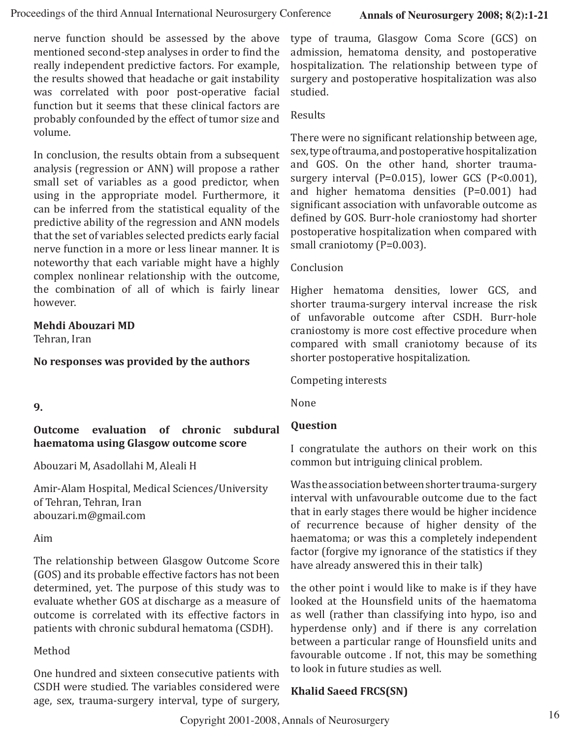nerve function should be assessed by the above mentioned second-step analyses in order to find the really independent predictive factors. For example, the results showed that headache or gait instability was correlated with poor post-operative facial function but it seems that these clinical factors are probably confounded by the effect of tumor size and volume.

In conclusion, the results obtain from a subsequent analysis (regression or ANN) will propose a rather small set of variables as a good predictor, when using in the appropriate model. Furthermore, it can be inferred from the statistical equality of the predictive ability of the regression and ANN models that the set of variables selected predicts early facial nerve function in a more or less linear manner. It is noteworthy that each variable might have a highly complex nonlinear relationship with the outcome, the combination of all of which is fairly linear however.

**Mehdi Abouzari MD**
Tehran, Iran

**No responses was provided by the authors**

**9.**

**Outcome evaluation of chronic subdural haematoma using Glasgow outcome score**

Abouzari M, Asadollahi M, Aleali H

Amir-Alam Hospital, Medical Sciences/University of Tehran, Tehran, Iran
abouzari.m@gmail.com

Aim

The relationship between Glasgow Outcome Score (GOS) and its probable effective factors has not been determined, yet. The purpose of this study was to evaluate whether GOS at discharge as a measure of outcome is correlated with its effective factors in patients with chronic subdural hematoma (CSDH).

Method

One hundred and sixteen consecutive patients with CSDH were studied. The variables considered were age, sex, trauma-surgery interval, type of surgery, type of trauma, Glasgow Coma Score (GCS) on admission, hematoma density, and postoperative hospitalization. The relationship between type of surgery and postoperative hospitalization was also studied.

Results

There were no significant relationship between age, sex, type of trauma, and postoperative hospitalization and GOS. On the other hand, shorter trauma-surgery interval ($P=0.015$), lower GCS ($P<0.001$), and higher hematoma densities ($P=0.001$) had significant association with unfavorable outcome as defined by GOS. Burr-hole craniostomy had shorter postoperative hospitalization when compared with small craniotomy ($P=0.003$).

Conclusion

Higher hematoma densities, lower GCS, and shorter trauma-surgery interval increase the risk of unfavorable outcome after CSDH. Burr-hole craniostomy is more cost effective procedure when compared with small craniotomy because of its shorter postoperative hospitalization.

Competing interests

None

**Question**

I congratulate the authors on their work on this common but intriguing clinical problem.

Was the association between shorter trauma-surgery interval with unfavourable outcome due to the fact that in early stages there would be higher incidence of recurrence because of higher density of the haematoma; or was this a completely independent factor (forgive my ignorance of the statistics if they have already answered this in their talk)

the other point i would like to make is if they have looked at the Hounsfield units of the haematoma as well (rather than classifying into hypo, iso and hyperdense only) and if there is any correlation between a particular range of Hounsfield units and favourable outcome . If not, this may be something to look in future studies as well.

**Khalid Saeed FRCS(SN)**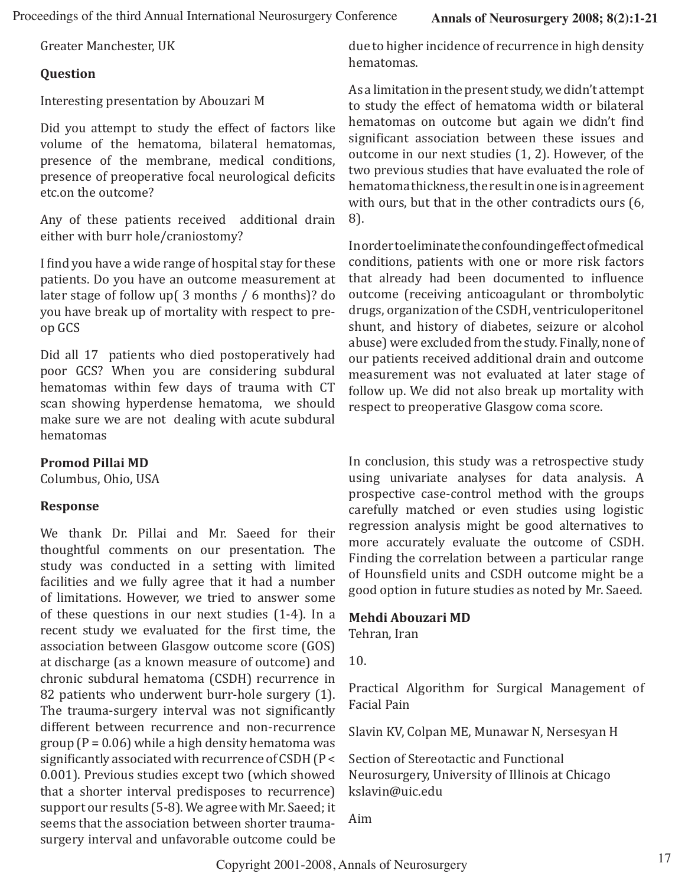Greater Manchester, UK

**Question**

Interesting presentation by Abouzari M

Did you attempt to study the effect of factors like volume of the hematoma, bilateral hematomas, presence of the membrane, medical conditions, presence of preoperative focal neurological deficits etc.on the outcome?

Any of these patients received additional drain either with burr hole/craniostomy?

I find you have a wide range of hospital stay for these patients. Do you have an outcome measurement at later stage of follow up( 3 months / 6 months)? do you have break up of mortality with respect to pre-op GCS

Did all 17 patients who died postoperatively had poor GCS? When you are considering subdural hematomas within few days of trauma with CT scan showing hyperdense hematoma, we should make sure we are not dealing with acute subdural hematomas

**Promod Pillai MD**
Columbus, Ohio, USA

**Response**

We thank Dr. Pillai and Mr. Saeed for their thoughtful comments on our presentation. The study was conducted in a setting with limited facilities and we fully agree that it had a number of limitations. However, we tried to answer some of these questions in our next studies (1-4). In a recent study we evaluated for the first time, the association between Glasgow outcome score (GOS) at discharge (as a known measure of outcome) and chronic subdural hematoma (CSDH) recurrence in 82 patients who underwent burr-hole surgery (1). The trauma-surgery interval was not significantly different between recurrence and non-recurrence group ($P = 0.06$) while a high density hematoma was significantly associated with recurrence of CSDH ($P < 0.001$). Previous studies except two (which showed that a shorter interval predisposes to recurrence) support our results (5-8). We agree with Mr. Saeed; it seems that the association between shorter trauma-surgery interval and unfavorable outcome could be due to higher incidence of recurrence in high density hematomas.

As a limitation in the present study, we didn't attempt to study the effect of hematoma width or bilateral hematomas on outcome but again we didn't find significant association between these issues and outcome in our next studies (1, 2). However, of the two previous studies that have evaluated the role of hematoma thickness, the result in one is in agreement with ours, but that in the other contradicts ours (6, 8).

In order to eliminate the confounding effect of medical conditions, patients with one or more risk factors that already had been documented to influence outcome (receiving anticoagulant or thrombolytic drugs, organization of the CSDH, ventriculoperitonel shunt, and history of diabetes, seizure or alcohol abuse) were excluded from the study. Finally, none of our patients received additional drain and outcome measurement was not evaluated at later stage of follow up. We did not also break up mortality with respect to preoperative Glasgow coma score.

In conclusion, this study was a retrospective study using univariate analyses for data analysis. A prospective case-control method with the groups carefully matched or even studies using logistic regression analysis might be good alternatives to more accurately evaluate the outcome of CSDH. Finding the correlation between a particular range of Hounsfield units and CSDH outcome might be a good option in future studies as noted by Mr. Saeed.

**Mehdi Abouzari MD**
Tehran, Iran

10.

Practical Algorithm for Surgical Management of Facial Pain

Slavin KV, Colpan ME, Munawar N, Nersesyan H

Section of Stereotactic and Functional Neurosurgery, University of Illinois at Chicago
kslavin@uic.edu

Aim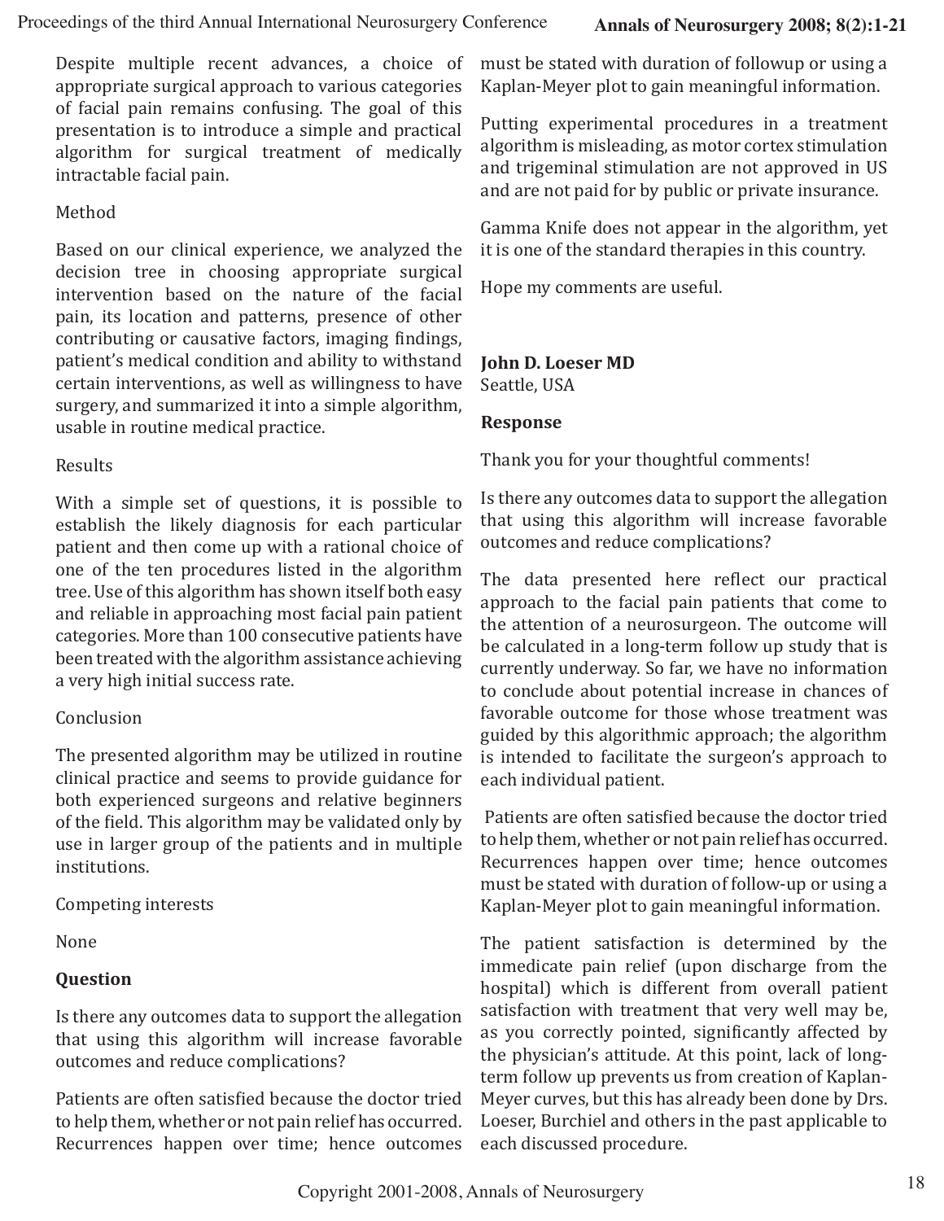Despite multiple recent advances, a choice of appropriate surgical approach to various categories of facial pain remains confusing. The goal of this presentation is to introduce a simple and practical algorithm for surgical treatment of medically intractable facial pain.

Method

Based on our clinical experience, we analyzed the decision tree in choosing appropriate surgical intervention based on the nature of the facial pain, its location and patterns, presence of other contributing or causative factors, imaging findings, patient's medical condition and ability to withstand certain interventions, as well as willingness to have surgery, and summarized it into a simple algorithm, usable in routine medical practice.

Results

With a simple set of questions, it is possible to establish the likely diagnosis for each particular patient and then come up with a rational choice of one of the ten procedures listed in the algorithm tree. Use of this algorithm has shown itself both easy and reliable in approaching most facial pain patient categories. More than 100 consecutive patients have been treated with the algorithm assistance achieving a very high initial success rate.

Conclusion

The presented algorithm may be utilized in routine clinical practice and seems to provide guidance for both experienced surgeons and relative beginners of the field. This algorithm may be validated only by use in larger group of the patients and in multiple institutions.

Competing interests

None

**Question**

Is there any outcomes data to support the allegation that using this algorithm will increase favorable outcomes and reduce complications?

Patients are often satisfied because the doctor tried to help them, whether or not pain relief has occurred. Recurrences happen over time; hence outcomes must be stated with duration of followup or using a Kaplan-Meyer plot to gain meaningful information.

Putting experimental procedures in a treatment algorithm is misleading, as motor cortex stimulation and trigeminal stimulation are not approved in US and are not paid for by public or private insurance.

Gamma Knife does not appear in the algorithm, yet it is one of the standard therapies in this country.

Hope my comments are useful.

**John D. Loeser MD**
Seattle, USA

**Response**

Thank you for your thoughtful comments!

Is there any outcomes data to support the allegation that using this algorithm will increase favorable outcomes and reduce complications?

The data presented here reflect our practical approach to the facial pain patients that come to the attention of a neurosurgeon. The outcome will be calculated in a long-term follow up study that is currently underway. So far, we have no information to conclude about potential increase in chances of favorable outcome for those whose treatment was guided by this algorithmic approach; the algorithm is intended to facilitate the surgeon's approach to each individual patient.

Patients are often satisfied because the doctor tried to help them, whether or not pain relief has occurred. Recurrences happen over time; hence outcomes must be stated with duration of follow-up or using a Kaplan-Meyer plot to gain meaningful information.

The patient satisfaction is determined by the immedicate pain relief (upon discharge from the hospital) which is different from overall patient satisfaction with treatment that very well may be, as you correctly pointed, significantly affected by the physician's attitude. At this point, lack of long-term follow up prevents us from creation of Kaplan-Meyer curves, but this has already been done by Drs. Loeser, Burchiel and others in the past applicable to each discussed procedure.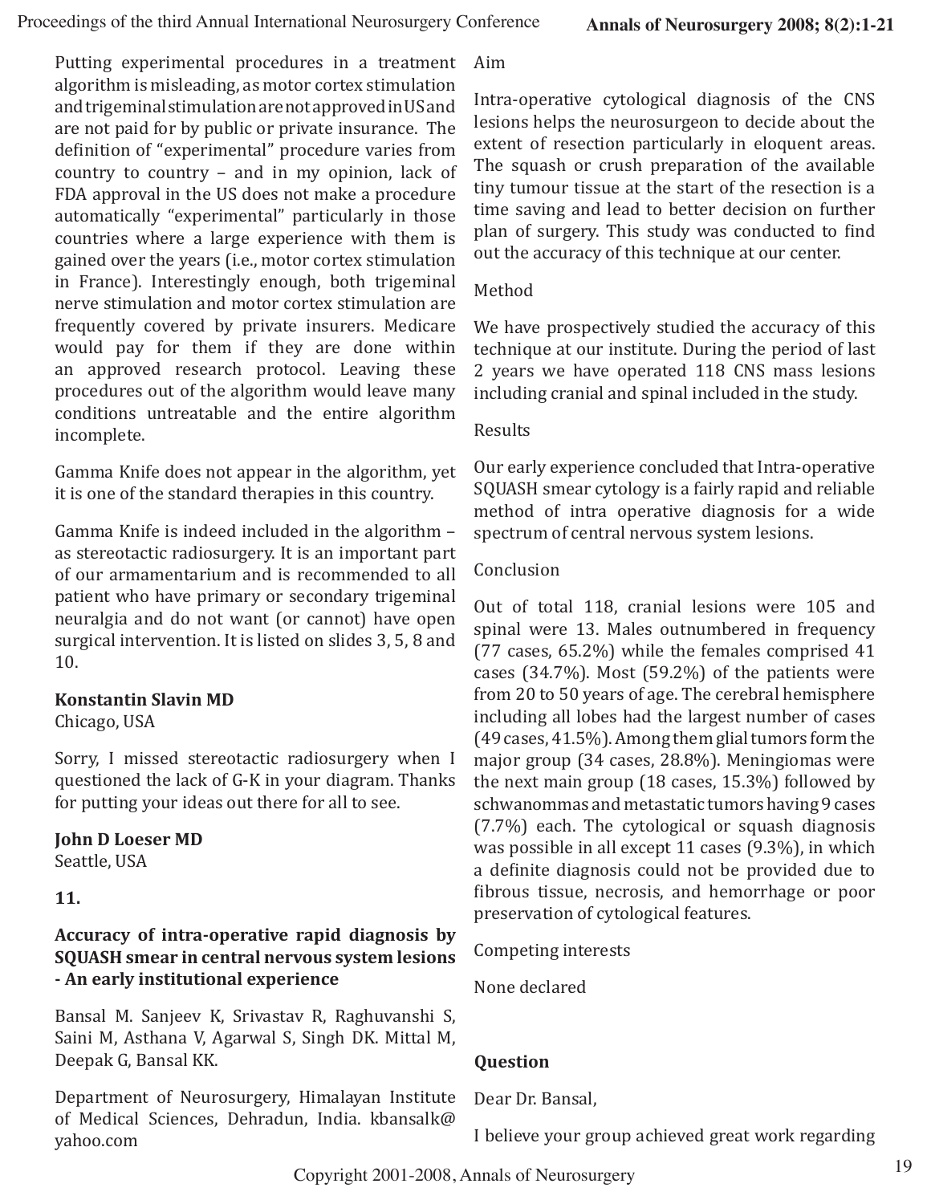Putting experimental procedures in a treatment algorithm is misleading, as motor cortex stimulation and trigeminal stimulation are not approved in US and are not paid for by public or private insurance. The definition of "experimental" procedure varies from country to country – and in my opinion, lack of FDA approval in the US does not make a procedure automatically "experimental" particularly in those countries where a large experience with them is gained over the years (i.e., motor cortex stimulation in France). Interestingly enough, both trigeminal nerve stimulation and motor cortex stimulation are frequently covered by private insurers. Medicare would pay for them if they are done within an approved research protocol. Leaving these procedures out of the algorithm would leave many conditions untreatable and the entire algorithm incomplete.

Gamma Knife does not appear in the algorithm, yet it is one of the standard therapies in this country.

Gamma Knife is indeed included in the algorithm – as stereotactic radiosurgery. It is an important part of our armamentarium and is recommended to all patient who have primary or secondary trigeminal neuralgia and do not want (or cannot) have open surgical intervention. It is listed on slides 3, 5, 8 and 10.

**Konstantin Slavin MD**
Chicago, USA

Sorry, I missed stereotactic radiosurgery when I questioned the lack of G-K in your diagram. Thanks for putting your ideas out there for all to see.

**John D Loeser MD**
Seattle, USA

**11.**

**Accuracy of intra-operative rapid diagnosis by SQUASH smear in central nervous system lesions - An early institutional experience**

Bansal M. Sanjeev K, Srivastav R, Raghuvanshi S, Saini M, Asthana V, Agarwal S, Singh DK. Mittal M, Deepak G, Bansal KK.

Department of Neurosurgery, Himalayan Institute of Medical Sciences, Dehradun, India. kbansalk@yahoo.com

Aim

Intra-operative cytological diagnosis of the CNS lesions helps the neurosurgeon to decide about the extent of resection particularly in eloquent areas. The squash or crush preparation of the available tiny tumour tissue at the start of the resection is a time saving and lead to better decision on further plan of surgery. This study was conducted to find out the accuracy of this technique at our center.

Method

We have prospectively studied the accuracy of this technique at our institute. During the period of last 2 years we have operated 118 CNS mass lesions including cranial and spinal included in the study.

Results

Our early experience concluded that Intra-operative SQUASH smear cytology is a fairly rapid and reliable method of intra operative diagnosis for a wide spectrum of central nervous system lesions.

Conclusion

Out of total 118, cranial lesions were 105 and spinal were 13. Males outnumbered in frequency (77 cases, 65.2%) while the females comprised 41 cases (34.7%). Most (59.2%) of the patients were from 20 to 50 years of age. The cerebral hemisphere including all lobes had the largest number of cases (49 cases, 41.5%). Among them glial tumors form the major group (34 cases, 28.8%). Meningiomas were the next main group (18 cases, 15.3%) followed by schwanommas and metastatic tumors having 9 cases (7.7%) each. The cytological or squash diagnosis was possible in all except 11 cases (9.3%), in which a definite diagnosis could not be provided due to fibrous tissue, necrosis, and hemorrhage or poor preservation of cytological features.

Competing interests

None declared

**Question**

Dear Dr. Bansal,

I believe your group achieved great work regarding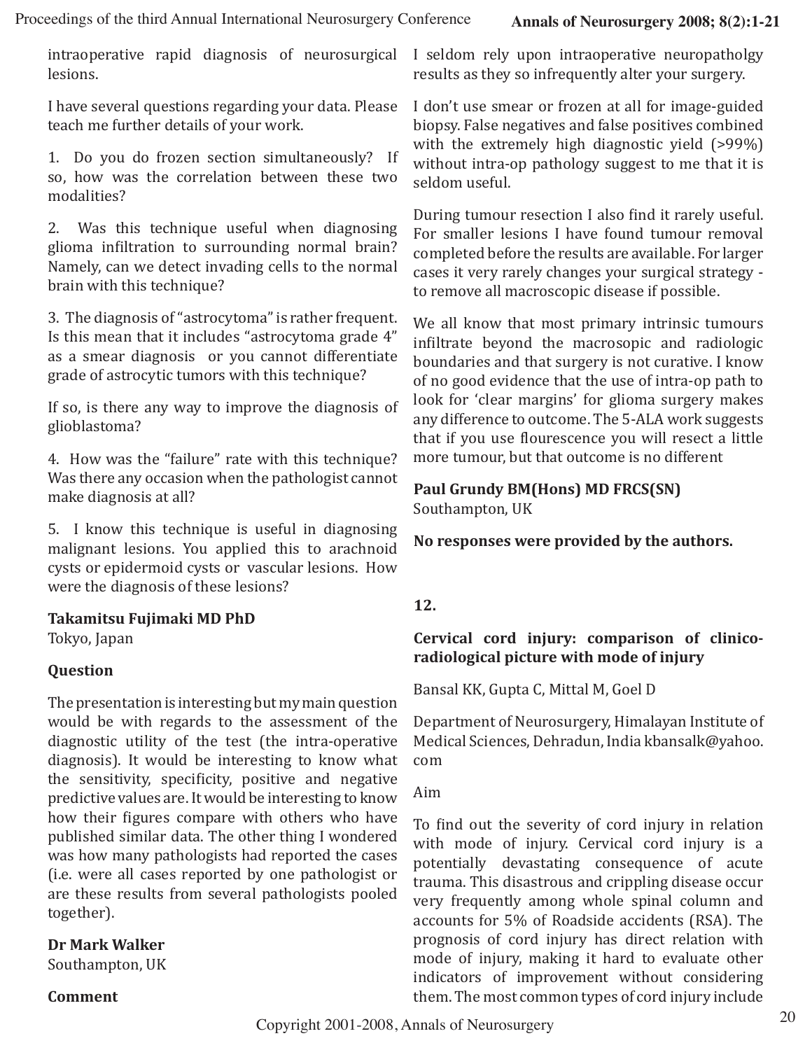intraoperative rapid diagnosis of neurosurgical lesions.

I have several questions regarding your data. Please teach me further details of your work.

1. Do you do frozen section simultaneously? If so, how was the correlation between these two modalities?

2. Was this technique useful when diagnosing glioma infiltration to surrounding normal brain? Namely, can we detect invading cells to the normal brain with this technique?

3. The diagnosis of "astrocytoma" is rather frequent. Is this mean that it includes "astrocytoma grade 4" as a smear diagnosis or you cannot differentiate grade of astrocytic tumors with this technique?

If so, is there any way to improve the diagnosis of glioblastoma?

4. How was the "failure" rate with this technique? Was there any occasion when the pathologist cannot make diagnosis at all?

5. I know this technique is useful in diagnosing malignant lesions. You applied this to arachnoid cysts or epidermoid cysts or vascular lesions. How were the diagnosis of these lesions?

**Takamitsu Fujimaki MD PhD**
Tokyo, Japan

**Question**

The presentation is interesting but my main question would be with regards to the assessment of the diagnostic utility of the test (the intra-operative diagnosis). It would be interesting to know what the sensitivity, specificity, positive and negative predictive values are. It would be interesting to know how their figures compare with others who have published similar data. The other thing I wondered was how many pathologists had reported the cases (i.e. were all cases reported by one pathologist or are these results from several pathologists pooled together).

**Dr Mark Walker**
Southampton, UK

**Comment**

I seldom rely upon intraoperative neuropatholgy results as they so infrequently alter your surgery.

I don't use smear or frozen at all for image-guided biopsy. False negatives and false positives combined with the extremely high diagnostic yield (>99%) without intra-op pathology suggest to me that it is seldom useful.

During tumour resection I also find it rarely useful. For smaller lesions I have found tumour removal completed before the results are available. For larger cases it very rarely changes your surgical strategy - to remove all macroscopic disease if possible.

We all know that most primary intrinsic tumours infiltrate beyond the macrosopic and radiologic boundaries and that surgery is not curative. I know of no good evidence that the use of intra-op path to look for 'clear margins' for glioma surgery makes any difference to outcome. The 5-ALA work suggests that if you use flourescence you will resect a little more tumour, but that outcome is no different

**Paul Grundy BM(Hons) MD FRCS(SN)**
Southampton, UK

**No responses were provided by the authors.**

## 12.

### Cervical cord injury: comparison of clinico-radiological picture with mode of injury

Bansal KK, Gupta C, Mittal M, Goel D

Department of Neurosurgery, Himalayan Institute of Medical Sciences, Dehradun, India kbansalk@yahoo.com

Aim

To find out the severity of cord injury in relation with mode of injury. Cervical cord injury is a potentially devastating consequence of acute trauma. This disastrous and crippling disease occur very frequently among whole spinal column and accounts for 5% of Roadside accidents (RSA). The prognosis of cord injury has direct relation with mode of injury, making it hard to evaluate other indicators of improvement without considering them. The most common types of cord injury include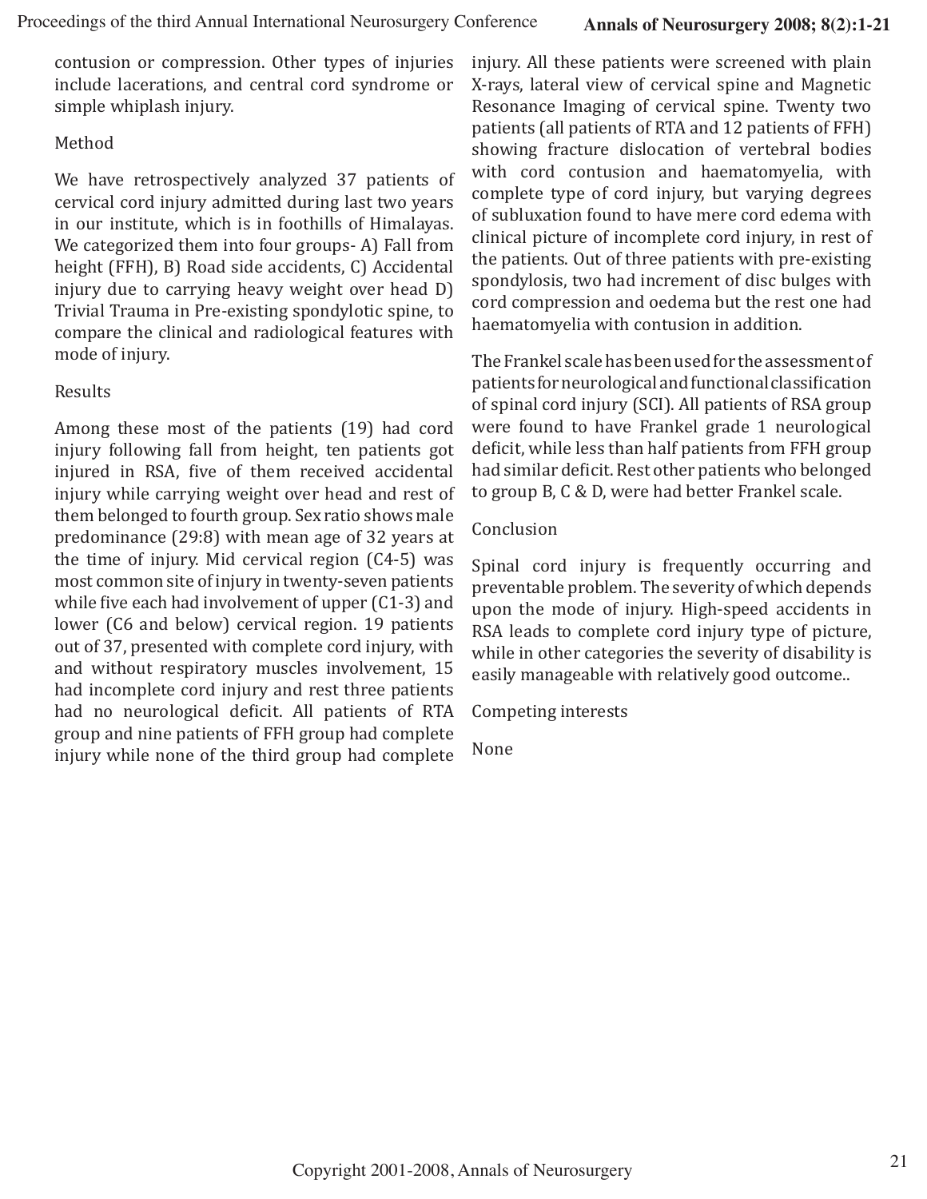contusion or compression. Other types of injuries include lacerations, and central cord syndrome or simple whiplash injury.

Method

We have retrospectively analyzed 37 patients of cervical cord injury admitted during last two years in our institute, which is in foothills of Himalayas. We categorized them into four groups- A) Fall from height (FFH), B) Road side accidents, C) Accidental injury due to carrying heavy weight over head D) Trivial Trauma in Pre-existing spondylotic spine, to compare the clinical and radiological features with mode of injury.

Results

Among these most of the patients (19) had cord injury following fall from height, ten patients got injured in RSA, five of them received accidental injury while carrying weight over head and rest of them belonged to fourth group. Sex ratio shows male predominance (29:8) with mean age of 32 years at the time of injury. Mid cervical region (C4-5) was most common site of injury in twenty-seven patients while five each had involvement of upper (C1-3) and lower (C6 and below) cervical region. 19 patients out of 37, presented with complete cord injury, with and without respiratory muscles involvement, 15 had incomplete cord injury and rest three patients had no neurological deficit. All patients of RTA group and nine patients of FFH group had complete injury while none of the third group had complete injury. All these patients were screened with plain X-rays, lateral view of cervical spine and Magnetic Resonance Imaging of cervical spine. Twenty two patients (all patients of RTA and 12 patients of FFH) showing fracture dislocation of vertebral bodies with cord contusion and haematomyelia, with complete type of cord injury, but varying degrees of subluxation found to have mere cord edema with clinical picture of incomplete cord injury, in rest of the patients. Out of three patients with pre-existing spondylosis, two had increment of disc bulges with cord compression and oedema but the rest one had haematomyelia with contusion in addition.

The Frankel scale has been used for the assessment of patients for neurological and functional classification of spinal cord injury (SCI). All patients of RSA group were found to have Frankel grade 1 neurological deficit, while less than half patients from FFH group had similar deficit. Rest other patients who belonged to group B, C & D, were had better Frankel scale.

Conclusion

Spinal cord injury is frequently occurring and preventable problem. The severity of which depends upon the mode of injury. High-speed accidents in RSA leads to complete cord injury type of picture, while in other categories the severity of disability is easily manageable with relatively good outcome..

Competing interests

None